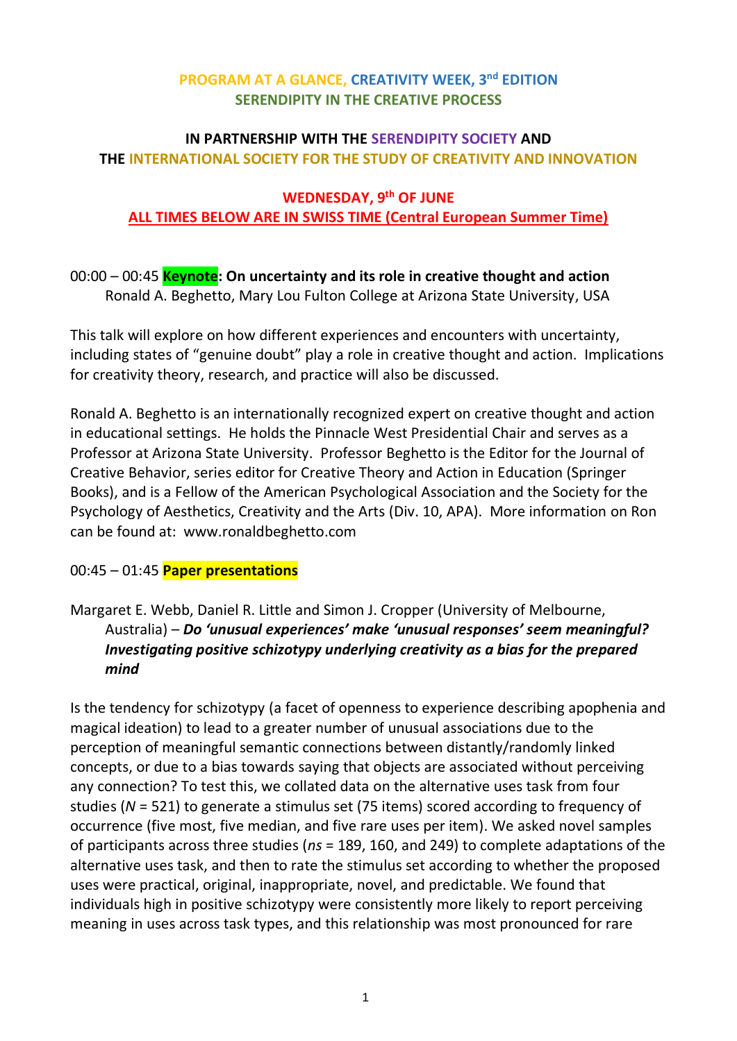# PROGRAM AT A GLANCE, CREATIVITY WEEK, 3rd EDITION
## SERENDIPITY IN THE CREATIVE PROCESS

### IN PARTNERSHIP WITH THE SERENDIPITY SOCIETY AND THE INTERNATIONAL SOCIETY FOR THE STUDY OF CREATIVITY AND INNOVATION

### WEDNESDAY, 9th OF JUNE
### ALL TIMES BELOW ARE IN SWISS TIME (Central European Summer Time)

00:00 – 00:45 **Keynote: On uncertainty and its role in creative thought and action**
Ronald A. Beghetto, Mary Lou Fulton College at Arizona State University, USA

This talk will explore on how different experiences and encounters with uncertainty, including states of "genuine doubt" play a role in creative thought and action. Implications for creativity theory, research, and practice will also be discussed.

Ronald A. Beghetto is an internationally recognized expert on creative thought and action in educational settings. He holds the Pinnacle West Presidential Chair and serves as a Professor at Arizona State University. Professor Beghetto is the Editor for the Journal of Creative Behavior, series editor for Creative Theory and Action in Education (Springer Books), and is a Fellow of the American Psychological Association and the Society for the Psychology of Aesthetics, Creativity and the Arts (Div. 10, APA). More information on Ron can be found at: www.ronaldbeghetto.com

00:45 – 01:45 **Paper presentations**

Margaret E. Webb, Daniel R. Little and Simon J. Cropper (University of Melbourne, Australia) – ***Do 'unusual experiences' make 'unusual responses' seem meaningful? Investigating positive schizotypy underlying creativity as a bias for the prepared mind***

Is the tendency for schizotypy (a facet of openness to experience describing apophenia and magical ideation) to lead to a greater number of unusual associations due to the perception of meaningful semantic connections between distantly/randomly linked concepts, or due to a bias towards saying that objects are associated without perceiving any connection? To test this, we collated data on the alternative uses task from four studies (*N* = 521) to generate a stimulus set (75 items) scored according to frequency of occurrence (five most, five median, and five rare uses per item). We asked novel samples of participants across three studies (*ns* = 189, 160, and 249) to complete adaptations of the alternative uses task, and then to rate the stimulus set according to whether the proposed uses were practical, original, inappropriate, novel, and predictable. We found that individuals high in positive schizotypy were consistently more likely to report perceiving meaning in uses across task types, and this relationship was most pronounced for rare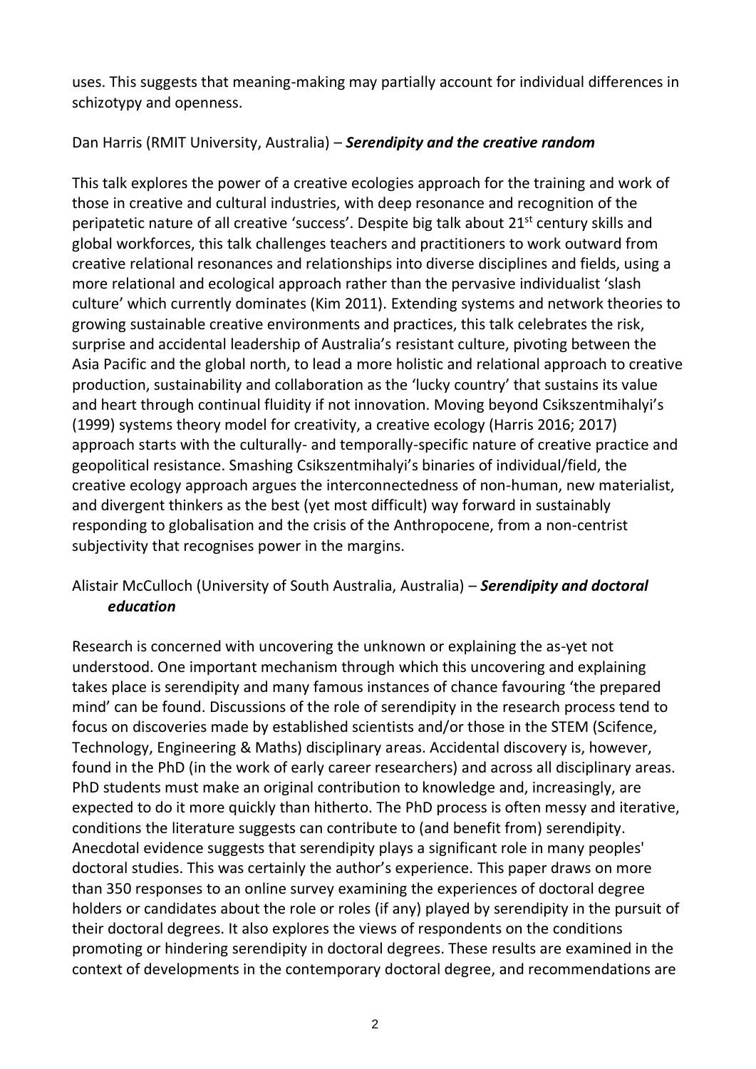uses. This suggests that meaning-making may partially account for individual differences in schizotypy and openness.

Dan Harris (RMIT University, Australia) – ***Serendipity and the creative random***

This talk explores the power of a creative ecologies approach for the training and work of those in creative and cultural industries, with deep resonance and recognition of the peripatetic nature of all creative 'success'. Despite big talk about 21st century skills and global workforces, this talk challenges teachers and practitioners to work outward from creative relational resonances and relationships into diverse disciplines and fields, using a more relational and ecological approach rather than the pervasive individualist 'slash culture' which currently dominates (Kim 2011). Extending systems and network theories to growing sustainable creative environments and practices, this talk celebrates the risk, surprise and accidental leadership of Australia's resistant culture, pivoting between the Asia Pacific and the global north, to lead a more holistic and relational approach to creative production, sustainability and collaboration as the 'lucky country' that sustains its value and heart through continual fluidity if not innovation. Moving beyond Csikszentmihalyi's (1999) systems theory model for creativity, a creative ecology (Harris 2016; 2017) approach starts with the culturally- and temporally-specific nature of creative practice and geopolitical resistance. Smashing Csikszentmihalyi's binaries of individual/field, the creative ecology approach argues the interconnectedness of non-human, new materialist, and divergent thinkers as the best (yet most difficult) way forward in sustainably responding to globalisation and the crisis of the Anthropocene, from a non-centrist subjectivity that recognises power in the margins.

Alistair McCulloch (University of South Australia, Australia) – ***Serendipity and doctoral education***

Research is concerned with uncovering the unknown or explaining the as-yet not understood. One important mechanism through which this uncovering and explaining takes place is serendipity and many famous instances of chance favouring 'the prepared mind' can be found. Discussions of the role of serendipity in the research process tend to focus on discoveries made by established scientists and/or those in the STEM (Scifence, Technology, Engineering & Maths) disciplinary areas. Accidental discovery is, however, found in the PhD (in the work of early career researchers) and across all disciplinary areas. PhD students must make an original contribution to knowledge and, increasingly, are expected to do it more quickly than hitherto. The PhD process is often messy and iterative, conditions the literature suggests can contribute to (and benefit from) serendipity. Anecdotal evidence suggests that serendipity plays a significant role in many peoples' doctoral studies. This was certainly the author's experience. This paper draws on more than 350 responses to an online survey examining the experiences of doctoral degree holders or candidates about the role or roles (if any) played by serendipity in the pursuit of their doctoral degrees. It also explores the views of respondents on the conditions promoting or hindering serendipity in doctoral degrees. These results are examined in the context of developments in the contemporary doctoral degree, and recommendations are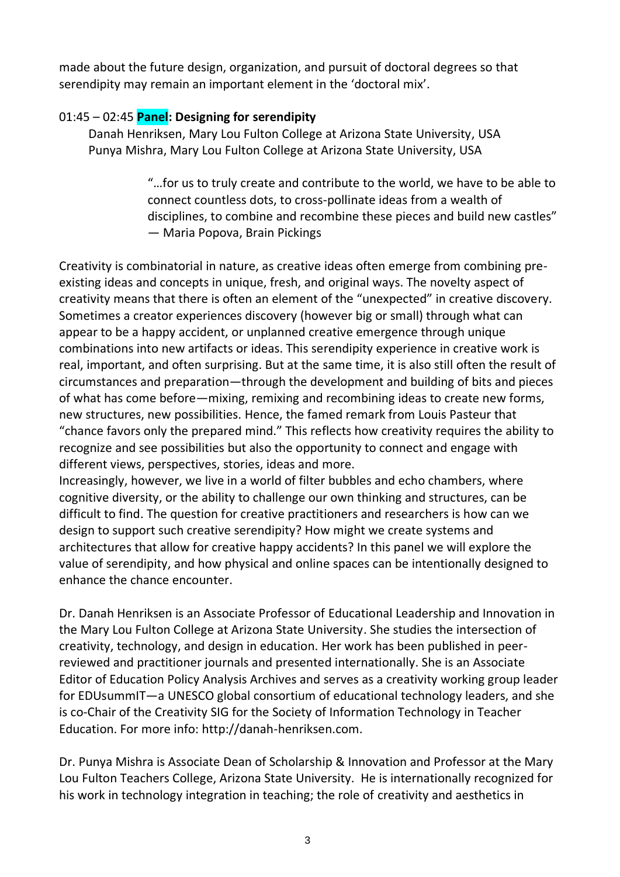made about the future design, organization, and pursuit of doctoral degrees so that serendipity may remain an important element in the 'doctoral mix'.

### 01:45 – 02:45 **Panel: Designing for serendipity**

Danah Henriksen, Mary Lou Fulton College at Arizona State University, USA
Punya Mishra, Mary Lou Fulton College at Arizona State University, USA

> "…for us to truly create and contribute to the world, we have to be able to connect countless dots, to cross-pollinate ideas from a wealth of disciplines, to combine and recombine these pieces and build new castles" — Maria Popova, Brain Pickings

Creativity is combinatorial in nature, as creative ideas often emerge from combining pre-existing ideas and concepts in unique, fresh, and original ways. The novelty aspect of creativity means that there is often an element of the "unexpected" in creative discovery. Sometimes a creator experiences discovery (however big or small) through what can appear to be a happy accident, or unplanned creative emergence through unique combinations into new artifacts or ideas. This serendipity experience in creative work is real, important, and often surprising. But at the same time, it is also still often the result of circumstances and preparation—through the development and building of bits and pieces of what has come before—mixing, remixing and recombining ideas to create new forms, new structures, new possibilities. Hence, the famed remark from Louis Pasteur that "chance favors only the prepared mind." This reflects how creativity requires the ability to recognize and see possibilities but also the opportunity to connect and engage with different views, perspectives, stories, ideas and more.
Increasingly, however, we live in a world of filter bubbles and echo chambers, where cognitive diversity, or the ability to challenge our own thinking and structures, can be difficult to find. The question for creative practitioners and researchers is how can we design to support such creative serendipity? How might we create systems and architectures that allow for creative happy accidents? In this panel we will explore the value of serendipity, and how physical and online spaces can be intentionally designed to enhance the chance encounter.

Dr. Danah Henriksen is an Associate Professor of Educational Leadership and Innovation in the Mary Lou Fulton College at Arizona State University. She studies the intersection of creativity, technology, and design in education. Her work has been published in peer-reviewed and practitioner journals and presented internationally. She is an Associate Editor of Education Policy Analysis Archives and serves as a creativity working group leader for EDUsummIT—a UNESCO global consortium of educational technology leaders, and she is co-Chair of the Creativity SIG for the Society of Information Technology in Teacher Education. For more info: http://danah-henriksen.com.

Dr. Punya Mishra is Associate Dean of Scholarship & Innovation and Professor at the Mary Lou Fulton Teachers College, Arizona State University. He is internationally recognized for his work in technology integration in teaching; the role of creativity and aesthetics in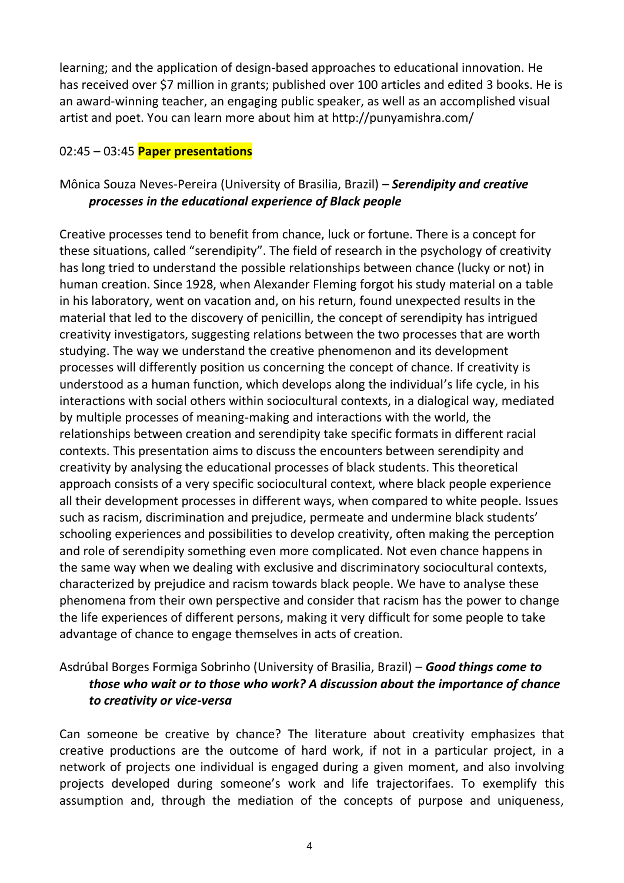learning; and the application of design-based approaches to educational innovation. He has received over $7 million in grants; published over 100 articles and edited 3 books. He is an award-winning teacher, an engaging public speaker, as well as an accomplished visual artist and poet. You can learn more about him at http://punyamishra.com/

02:45 – 03:45 **Paper presentations**

Mônica Souza Neves-Pereira (University of Brasilia, Brazil) – ***Serendipity and creative processes in the educational experience of Black people***

Creative processes tend to benefit from chance, luck or fortune. There is a concept for these situations, called "serendipity". The field of research in the psychology of creativity has long tried to understand the possible relationships between chance (lucky or not) in human creation. Since 1928, when Alexander Fleming forgot his study material on a table in his laboratory, went on vacation and, on his return, found unexpected results in the material that led to the discovery of penicillin, the concept of serendipity has intrigued creativity investigators, suggesting relations between the two processes that are worth studying. The way we understand the creative phenomenon and its development processes will differently position us concerning the concept of chance. If creativity is understood as a human function, which develops along the individual's life cycle, in his interactions with social others within sociocultural contexts, in a dialogical way, mediated by multiple processes of meaning-making and interactions with the world, the relationships between creation and serendipity take specific formats in different racial contexts. This presentation aims to discuss the encounters between serendipity and creativity by analysing the educational processes of black students. This theoretical approach consists of a very specific sociocultural context, where black people experience all their development processes in different ways, when compared to white people. Issues such as racism, discrimination and prejudice, permeate and undermine black students' schooling experiences and possibilities to develop creativity, often making the perception and role of serendipity something even more complicated. Not even chance happens in the same way when we dealing with exclusive and discriminatory sociocultural contexts, characterized by prejudice and racism towards black people. We have to analyse these phenomena from their own perspective and consider that racism has the power to change the life experiences of different persons, making it very difficult for some people to take advantage of chance to engage themselves in acts of creation.

Asdrúbal Borges Formiga Sobrinho (University of Brasilia, Brazil) – ***Good things come to those who wait or to those who work? A discussion about the importance of chance to creativity or vice-versa***

Can someone be creative by chance? The literature about creativity emphasizes that creative productions are the outcome of hard work, if not in a particular project, in a network of projects one individual is engaged during a given moment, and also involving projects developed during someone's work and life trajectorifaes. To exemplify this assumption and, through the mediation of the concepts of purpose and uniqueness,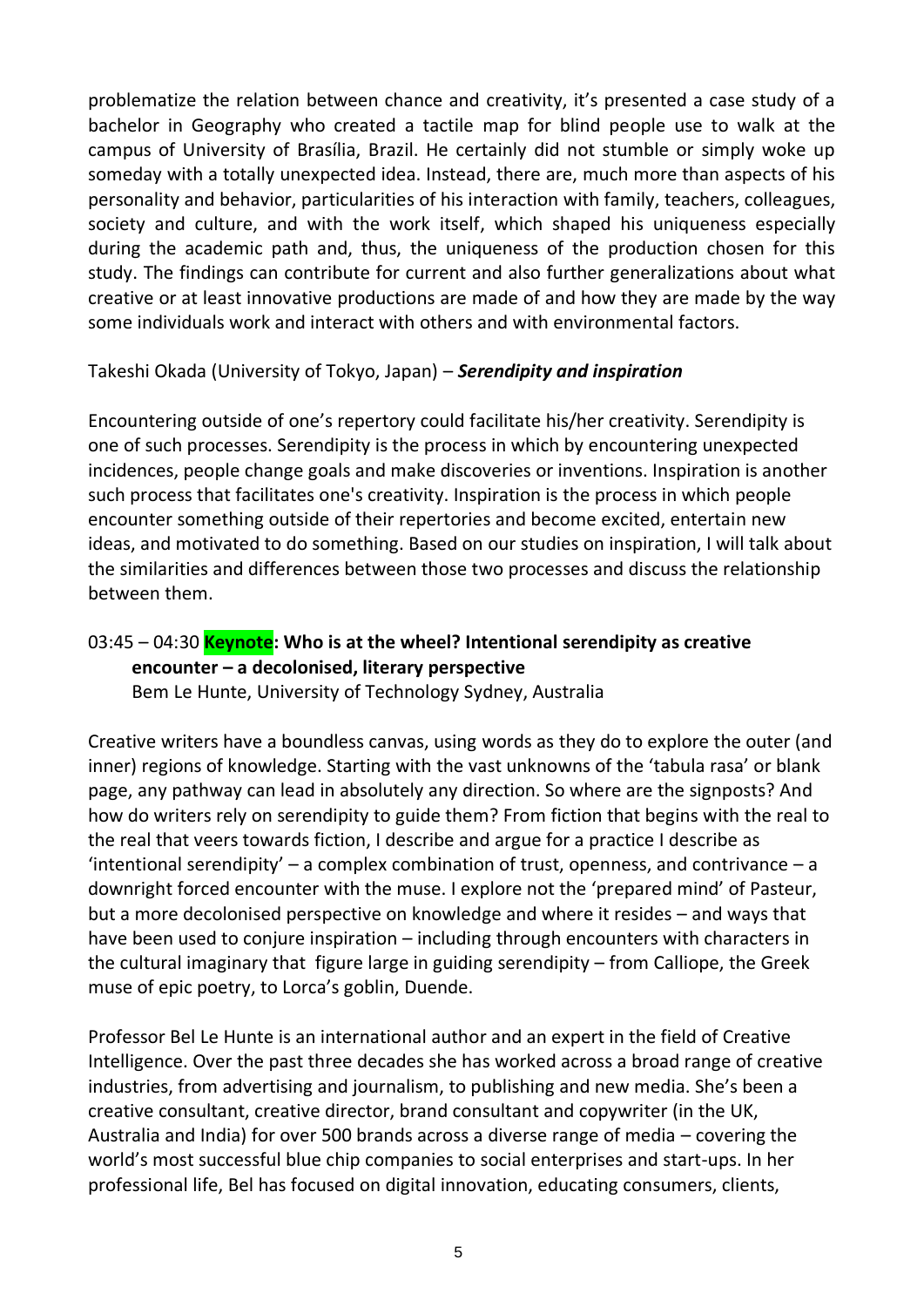problematize the relation between chance and creativity, it's presented a case study of a bachelor in Geography who created a tactile map for blind people use to walk at the campus of University of Brasília, Brazil. He certainly did not stumble or simply woke up someday with a totally unexpected idea. Instead, there are, much more than aspects of his personality and behavior, particularities of his interaction with family, teachers, colleagues, society and culture, and with the work itself, which shaped his uniqueness especially during the academic path and, thus, the uniqueness of the production chosen for this study. The findings can contribute for current and also further generalizations about what creative or at least innovative productions are made of and how they are made by the way some individuals work and interact with others and with environmental factors.

Takeshi Okada (University of Tokyo, Japan) – ***Serendipity and inspiration***

Encountering outside of one's repertory could facilitate his/her creativity. Serendipity is one of such processes. Serendipity is the process in which by encountering unexpected incidences, people change goals and make discoveries or inventions. Inspiration is another such process that facilitates one's creativity. Inspiration is the process in which people encounter something outside of their repertories and become excited, entertain new ideas, and motivated to do something. Based on our studies on inspiration, I will talk about the similarities and differences between those two processes and discuss the relationship between them.

### 03:45 – 04:30 **Keynote: Who is at the wheel? Intentional serendipity as creative encounter – a decolonised, literary perspective**

Bem Le Hunte, University of Technology Sydney, Australia

Creative writers have a boundless canvas, using words as they do to explore the outer (and inner) regions of knowledge. Starting with the vast unknowns of the 'tabula rasa' or blank page, any pathway can lead in absolutely any direction. So where are the signposts? And how do writers rely on serendipity to guide them? From fiction that begins with the real to the real that veers towards fiction, I describe and argue for a practice I describe as 'intentional serendipity' – a complex combination of trust, openness, and contrivance – a downright forced encounter with the muse. I explore not the 'prepared mind' of Pasteur, but a more decolonised perspective on knowledge and where it resides – and ways that have been used to conjure inspiration – including through encounters with characters in the cultural imaginary that figure large in guiding serendipity – from Calliope, the Greek muse of epic poetry, to Lorca's goblin, Duende.

Professor Bel Le Hunte is an international author and an expert in the field of Creative Intelligence. Over the past three decades she has worked across a broad range of creative industries, from advertising and journalism, to publishing and new media. She's been a creative consultant, creative director, brand consultant and copywriter (in the UK, Australia and India) for over 500 brands across a diverse range of media – covering the world's most successful blue chip companies to social enterprises and start-ups. In her professional life, Bel has focused on digital innovation, educating consumers, clients,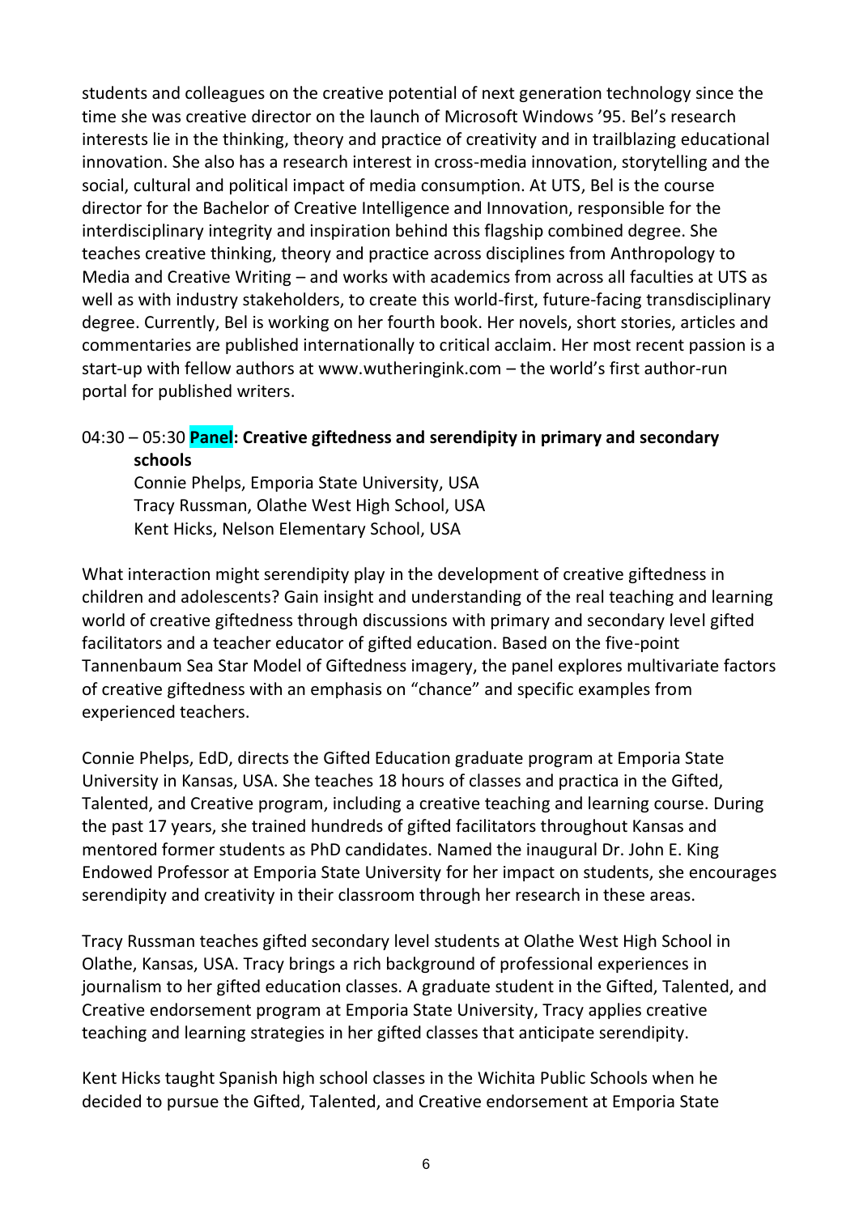students and colleagues on the creative potential of next generation technology since the time she was creative director on the launch of Microsoft Windows '95. Bel's research interests lie in the thinking, theory and practice of creativity and in trailblazing educational innovation. She also has a research interest in cross-media innovation, storytelling and the social, cultural and political impact of media consumption. At UTS, Bel is the course director for the Bachelor of Creative Intelligence and Innovation, responsible for the interdisciplinary integrity and inspiration behind this flagship combined degree. She teaches creative thinking, theory and practice across disciplines from Anthropology to Media and Creative Writing – and works with academics from across all faculties at UTS as well as with industry stakeholders, to create this world-first, future-facing transdisciplinary degree. Currently, Bel is working on her fourth book. Her novels, short stories, articles and commentaries are published internationally to critical acclaim. Her most recent passion is a start-up with fellow authors at www.wutheringink.com – the world's first author-run portal for published writers.

04:30 – 05:30 **Panel: Creative giftedness and serendipity in primary and secondary schools**
Connie Phelps, Emporia State University, USA
Tracy Russman, Olathe West High School, USA
Kent Hicks, Nelson Elementary School, USA

What interaction might serendipity play in the development of creative giftedness in children and adolescents? Gain insight and understanding of the real teaching and learning world of creative giftedness through discussions with primary and secondary level gifted facilitators and a teacher educator of gifted education. Based on the five-point Tannenbaum Sea Star Model of Giftedness imagery, the panel explores multivariate factors of creative giftedness with an emphasis on "chance" and specific examples from experienced teachers.

Connie Phelps, EdD, directs the Gifted Education graduate program at Emporia State University in Kansas, USA. She teaches 18 hours of classes and practica in the Gifted, Talented, and Creative program, including a creative teaching and learning course. During the past 17 years, she trained hundreds of gifted facilitators throughout Kansas and mentored former students as PhD candidates. Named the inaugural Dr. John E. King Endowed Professor at Emporia State University for her impact on students, she encourages serendipity and creativity in their classroom through her research in these areas.

Tracy Russman teaches gifted secondary level students at Olathe West High School in Olathe, Kansas, USA. Tracy brings a rich background of professional experiences in journalism to her gifted education classes. A graduate student in the Gifted, Talented, and Creative endorsement program at Emporia State University, Tracy applies creative teaching and learning strategies in her gifted classes that anticipate serendipity.

Kent Hicks taught Spanish high school classes in the Wichita Public Schools when he decided to pursue the Gifted, Talented, and Creative endorsement at Emporia State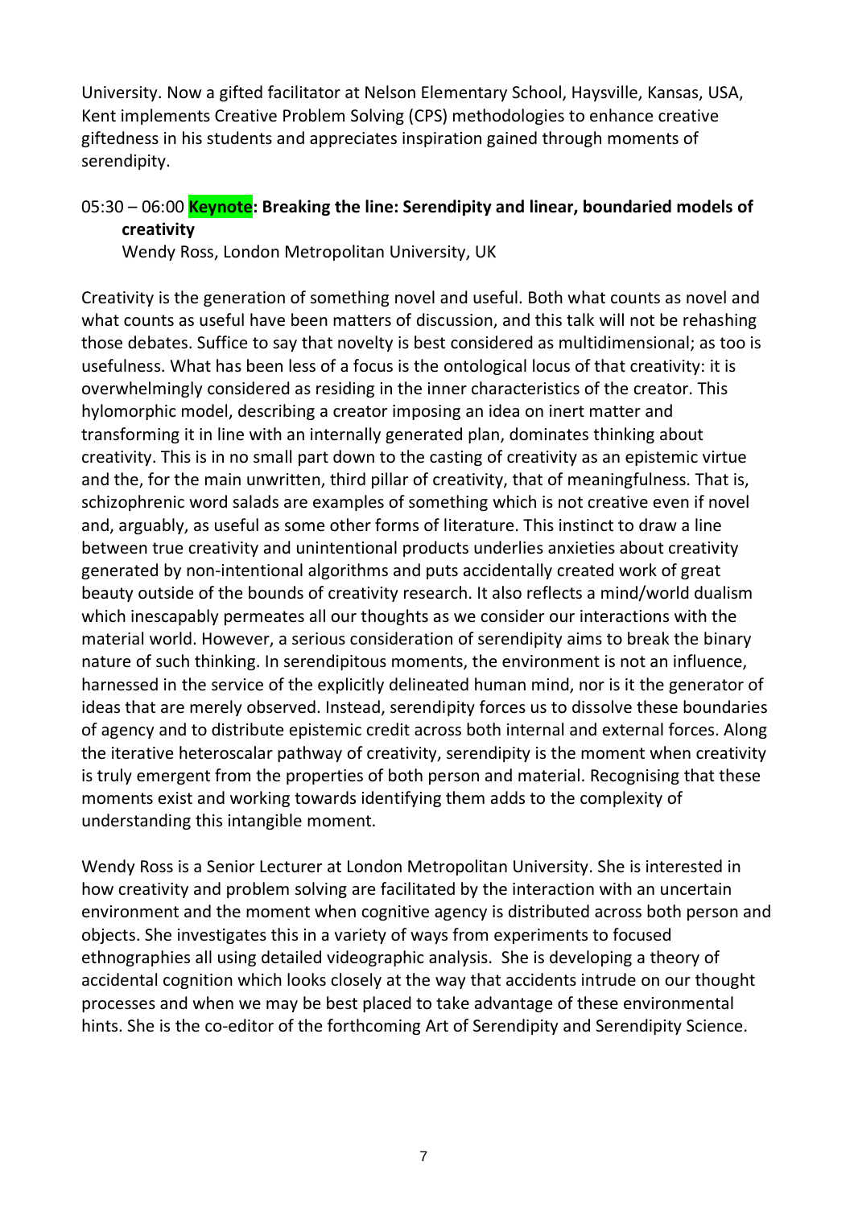University. Now a gifted facilitator at Nelson Elementary School, Haysville, Kansas, USA, Kent implements Creative Problem Solving (CPS) methodologies to enhance creative giftedness in his students and appreciates inspiration gained through moments of serendipity.

### 05:30 – 06:00 **Keynote: Breaking the line: Serendipity and linear, boundaried models of creativity**

Wendy Ross, London Metropolitan University, UK

Creativity is the generation of something novel and useful. Both what counts as novel and what counts as useful have been matters of discussion, and this talk will not be rehashing those debates. Suffice to say that novelty is best considered as multidimensional; as too is usefulness. What has been less of a focus is the ontological locus of that creativity: it is overwhelmingly considered as residing in the inner characteristics of the creator. This hylomorphic model, describing a creator imposing an idea on inert matter and transforming it in line with an internally generated plan, dominates thinking about creativity. This is in no small part down to the casting of creativity as an epistemic virtue and the, for the main unwritten, third pillar of creativity, that of meaningfulness. That is, schizophrenic word salads are examples of something which is not creative even if novel and, arguably, as useful as some other forms of literature. This instinct to draw a line between true creativity and unintentional products underlies anxieties about creativity generated by non-intentional algorithms and puts accidentally created work of great beauty outside of the bounds of creativity research. It also reflects a mind/world dualism which inescapably permeates all our thoughts as we consider our interactions with the material world. However, a serious consideration of serendipity aims to break the binary nature of such thinking. In serendipitous moments, the environment is not an influence, harnessed in the service of the explicitly delineated human mind, nor is it the generator of ideas that are merely observed. Instead, serendipity forces us to dissolve these boundaries of agency and to distribute epistemic credit across both internal and external forces. Along the iterative heteroscalar pathway of creativity, serendipity is the moment when creativity is truly emergent from the properties of both person and material. Recognising that these moments exist and working towards identifying them adds to the complexity of understanding this intangible moment.

Wendy Ross is a Senior Lecturer at London Metropolitan University. She is interested in how creativity and problem solving are facilitated by the interaction with an uncertain environment and the moment when cognitive agency is distributed across both person and objects. She investigates this in a variety of ways from experiments to focused ethnographies all using detailed videographic analysis. She is developing a theory of accidental cognition which looks closely at the way that accidents intrude on our thought processes and when we may be best placed to take advantage of these environmental hints. She is the co-editor of the forthcoming Art of Serendipity and Serendipity Science.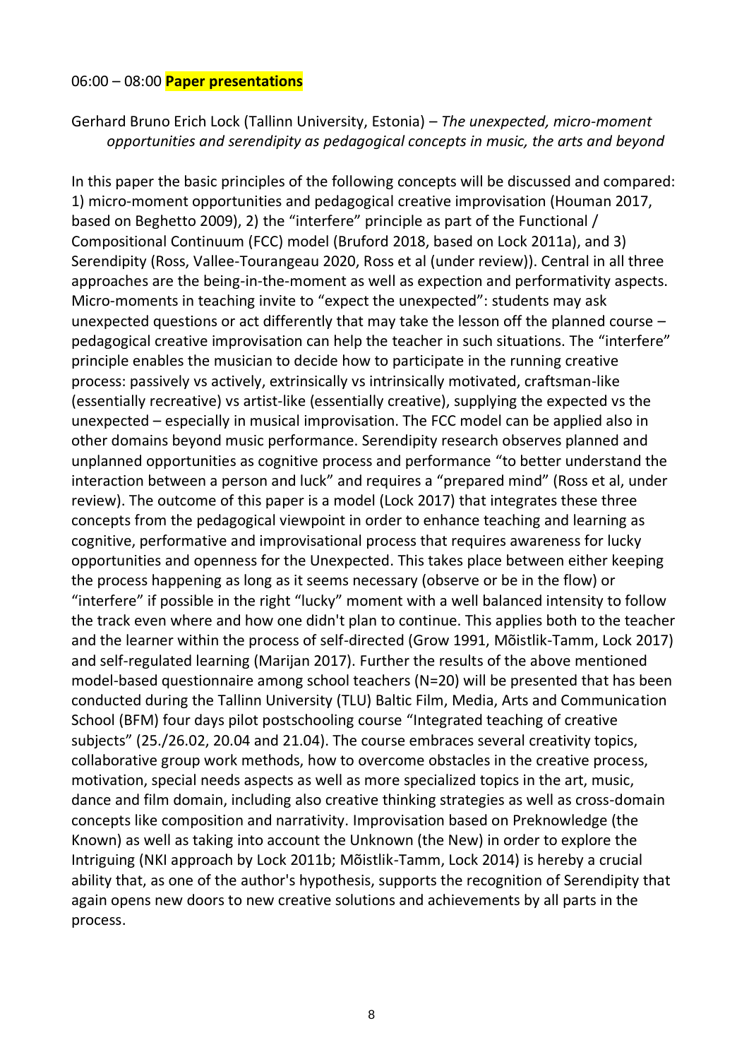06:00 – 08:00 **Paper presentations**

Gerhard Bruno Erich Lock (Tallinn University, Estonia) – *The unexpected, micro-moment opportunities and serendipity as pedagogical concepts in music, the arts and beyond*

In this paper the basic principles of the following concepts will be discussed and compared: 1) micro-moment opportunities and pedagogical creative improvisation (Houman 2017, based on Beghetto 2009), 2) the "interfere" principle as part of the Functional / Compositional Continuum (FCC) model (Bruford 2018, based on Lock 2011a), and 3) Serendipity (Ross, Vallee-Tourangeau 2020, Ross et al (under review)). Central in all three approaches are the being-in-the-moment as well as expection and performativity aspects. Micro-moments in teaching invite to "expect the unexpected": students may ask unexpected questions or act differently that may take the lesson off the planned course – pedagogical creative improvisation can help the teacher in such situations. The "interfere" principle enables the musician to decide how to participate in the running creative process: passively vs actively, extrinsically vs intrinsically motivated, craftsman-like (essentially recreative) vs artist-like (essentially creative), supplying the expected vs the unexpected – especially in musical improvisation. The FCC model can be applied also in other domains beyond music performance. Serendipity research observes planned and unplanned opportunities as cognitive process and performance "to better understand the interaction between a person and luck" and requires a "prepared mind" (Ross et al, under review). The outcome of this paper is a model (Lock 2017) that integrates these three concepts from the pedagogical viewpoint in order to enhance teaching and learning as cognitive, performative and improvisational process that requires awareness for lucky opportunities and openness for the Unexpected. This takes place between either keeping the process happening as long as it seems necessary (observe or be in the flow) or "interfere" if possible in the right "lucky" moment with a well balanced intensity to follow the track even where and how one didn't plan to continue. This applies both to the teacher and the learner within the process of self-directed (Grow 1991, Mõistlik-Tamm, Lock 2017) and self-regulated learning (Marijan 2017). Further the results of the above mentioned model-based questionnaire among school teachers (N=20) will be presented that has been conducted during the Tallinn University (TLU) Baltic Film, Media, Arts and Communication School (BFM) four days pilot postschooling course "Integrated teaching of creative subjects" (25./26.02, 20.04 and 21.04). The course embraces several creativity topics, collaborative group work methods, how to overcome obstacles in the creative process, motivation, special needs aspects as well as more specialized topics in the art, music, dance and film domain, including also creative thinking strategies as well as cross-domain concepts like composition and narrativity. Improvisation based on Preknowledge (the Known) as well as taking into account the Unknown (the New) in order to explore the Intriguing (NKI approach by Lock 2011b; Mõistlik-Tamm, Lock 2014) is hereby a crucial ability that, as one of the author's hypothesis, supports the recognition of Serendipity that again opens new doors to new creative solutions and achievements by all parts in the process.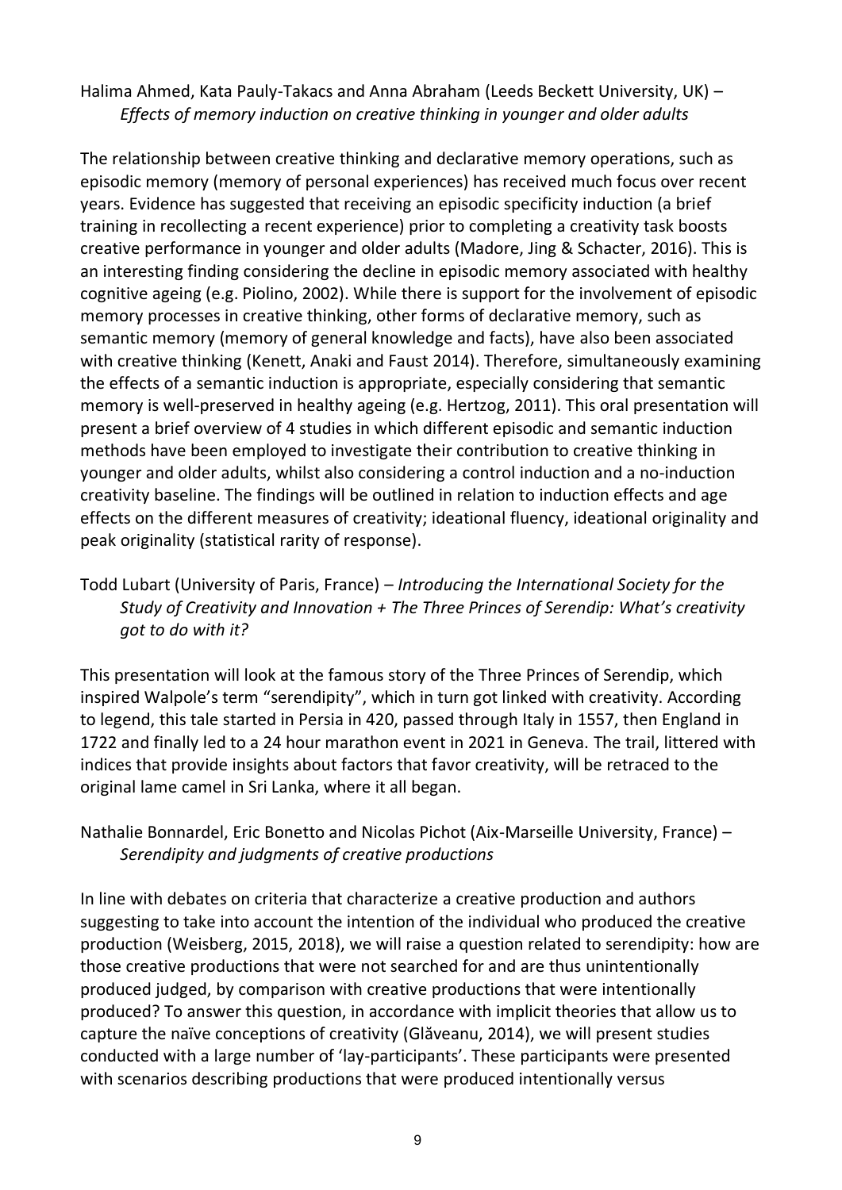Halima Ahmed, Kata Pauly-Takacs and Anna Abraham (Leeds Beckett University, UK) – *Effects of memory induction on creative thinking in younger and older adults*

The relationship between creative thinking and declarative memory operations, such as episodic memory (memory of personal experiences) has received much focus over recent years. Evidence has suggested that receiving an episodic specificity induction (a brief training in recollecting a recent experience) prior to completing a creativity task boosts creative performance in younger and older adults (Madore, Jing & Schacter, 2016). This is an interesting finding considering the decline in episodic memory associated with healthy cognitive ageing (e.g. Piolino, 2002). While there is support for the involvement of episodic memory processes in creative thinking, other forms of declarative memory, such as semantic memory (memory of general knowledge and facts), have also been associated with creative thinking (Kenett, Anaki and Faust 2014). Therefore, simultaneously examining the effects of a semantic induction is appropriate, especially considering that semantic memory is well-preserved in healthy ageing (e.g. Hertzog, 2011). This oral presentation will present a brief overview of 4 studies in which different episodic and semantic induction methods have been employed to investigate their contribution to creative thinking in younger and older adults, whilst also considering a control induction and a no-induction creativity baseline. The findings will be outlined in relation to induction effects and age effects on the different measures of creativity; ideational fluency, ideational originality and peak originality (statistical rarity of response).

Todd Lubart (University of Paris, France) – *Introducing the International Society for the Study of Creativity and Innovation + The Three Princes of Serendip: What's creativity got to do with it?*

This presentation will look at the famous story of the Three Princes of Serendip, which inspired Walpole's term "serendipity", which in turn got linked with creativity. According to legend, this tale started in Persia in 420, passed through Italy in 1557, then England in 1722 and finally led to a 24 hour marathon event in 2021 in Geneva. The trail, littered with indices that provide insights about factors that favor creativity, will be retraced to the original lame camel in Sri Lanka, where it all began.

Nathalie Bonnardel, Eric Bonetto and Nicolas Pichot (Aix-Marseille University, France) – *Serendipity and judgments of creative productions*

In line with debates on criteria that characterize a creative production and authors suggesting to take into account the intention of the individual who produced the creative production (Weisberg, 2015, 2018), we will raise a question related to serendipity: how are those creative productions that were not searched for and are thus unintentionally produced judged, by comparison with creative productions that were intentionally produced? To answer this question, in accordance with implicit theories that allow us to capture the naïve conceptions of creativity (Glăveanu, 2014), we will present studies conducted with a large number of 'lay-participants'. These participants were presented with scenarios describing productions that were produced intentionally versus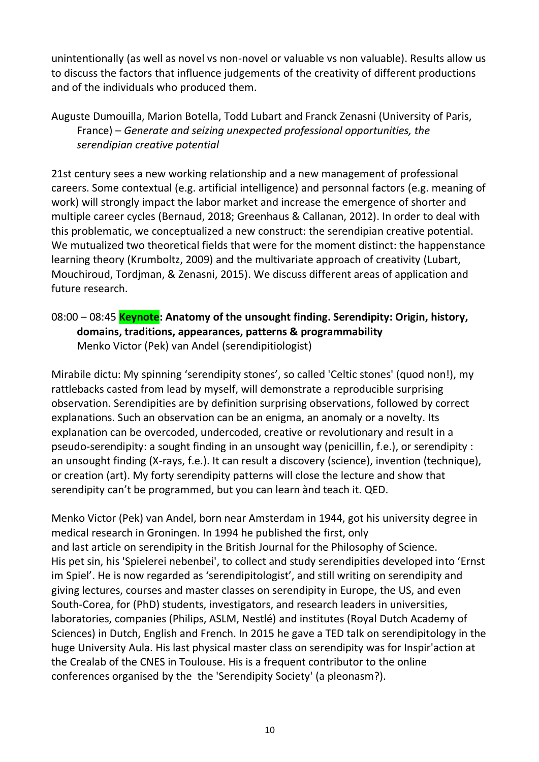unintentionally (as well as novel vs non-novel or valuable vs non valuable). Results allow us to discuss the factors that influence judgements of the creativity of different productions and of the individuals who produced them.

Auguste Dumouilla, Marion Botella, Todd Lubart and Franck Zenasni (University of Paris, France) – *Generate and seizing unexpected professional opportunities, the serendipian creative potential*

21st century sees a new working relationship and a new management of professional careers. Some contextual (e.g. artificial intelligence) and personnal factors (e.g. meaning of work) will strongly impact the labor market and increase the emergence of shorter and multiple career cycles (Bernaud, 2018; Greenhaus & Callanan, 2012). In order to deal with this problematic, we conceptualized a new construct: the serendipian creative potential. We mutualized two theoretical fields that were for the moment distinct: the happenstance learning theory (Krumboltz, 2009) and the multivariate approach of creativity (Lubart, Mouchiroud, Tordjman, & Zenasni, 2015). We discuss different areas of application and future research.

08:00 – 08:45 **Keynote: Anatomy of the unsought finding. Serendipity: Origin, history, domains, traditions, appearances, patterns & programmability**
Menko Victor (Pek) van Andel (serendipitiologist)

Mirabile dictu: My spinning 'serendipity stones', so called 'Celtic stones' (quod non!), my rattlebacks casted from lead by myself, will demonstrate a reproducible surprising observation. Serendipities are by definition surprising observations, followed by correct explanations. Such an observation can be an enigma, an anomaly or a novelty. Its explanation can be overcoded, undercoded, creative or revolutionary and result in a pseudo-serendipity: a sought finding in an unsought way (penicillin, f.e.), or serendipity : an unsought finding (X-rays, f.e.). It can result a discovery (science), invention (technique), or creation (art). My forty serendipity patterns will close the lecture and show that serendipity can't be programmed, but you can learn ànd teach it. QED.

Menko Victor (Pek) van Andel, born near Amsterdam in 1944, got his university degree in medical research in Groningen. In 1994 he published the first, only and last article on serendipity in the British Journal for the Philosophy of Science. His pet sin, his 'Spielerei nebenbei', to collect and study serendipities developed into 'Ernst im Spiel'. He is now regarded as 'serendipitologist', and still writing on serendipity and giving lectures, courses and master classes on serendipity in Europe, the US, and even South-Corea, for (PhD) students, investigators, and research leaders in universities, laboratories, companies (Philips, ASLM, Nestlé) and institutes (Royal Dutch Academy of Sciences) in Dutch, English and French. In 2015 he gave a TED talk on serendipitology in the huge University Aula. His last physical master class on serendipity was for Inspir'action at the Crealab of the CNES in Toulouse. His is a frequent contributor to the online conferences organised by the the 'Serendipity Society' (a pleonasm?).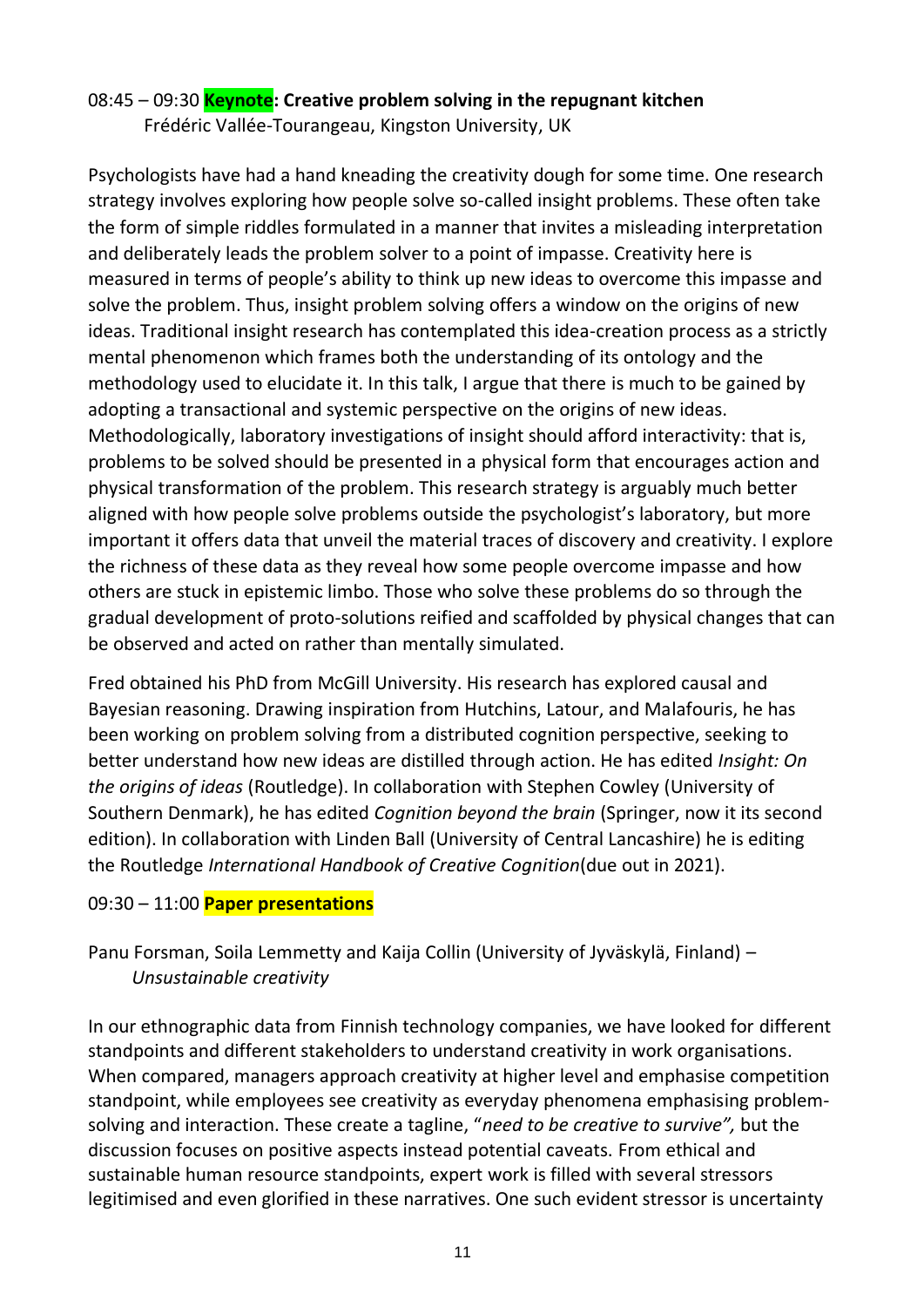08:45 – 09:30 **Keynote: Creative problem solving in the repugnant kitchen**
Frédéric Vallée-Tourangeau, Kingston University, UK

Psychologists have had a hand kneading the creativity dough for some time. One research strategy involves exploring how people solve so-called insight problems. These often take the form of simple riddles formulated in a manner that invites a misleading interpretation and deliberately leads the problem solver to a point of impasse. Creativity here is measured in terms of people's ability to think up new ideas to overcome this impasse and solve the problem. Thus, insight problem solving offers a window on the origins of new ideas. Traditional insight research has contemplated this idea-creation process as a strictly mental phenomenon which frames both the understanding of its ontology and the methodology used to elucidate it. In this talk, I argue that there is much to be gained by adopting a transactional and systemic perspective on the origins of new ideas. Methodologically, laboratory investigations of insight should afford interactivity: that is, problems to be solved should be presented in a physical form that encourages action and physical transformation of the problem. This research strategy is arguably much better aligned with how people solve problems outside the psychologist's laboratory, but more important it offers data that unveil the material traces of discovery and creativity. I explore the richness of these data as they reveal how some people overcome impasse and how others are stuck in epistemic limbo. Those who solve these problems do so through the gradual development of proto-solutions reified and scaffolded by physical changes that can be observed and acted on rather than mentally simulated.

Fred obtained his PhD from McGill University. His research has explored causal and Bayesian reasoning. Drawing inspiration from Hutchins, Latour, and Malafouris, he has been working on problem solving from a distributed cognition perspective, seeking to better understand how new ideas are distilled through action. He has edited *Insight: On the origins of ideas* (Routledge). In collaboration with Stephen Cowley (University of Southern Denmark), he has edited *Cognition beyond the brain* (Springer, now it its second edition). In collaboration with Linden Ball (University of Central Lancashire) he is editing the Routledge *International Handbook of Creative Cognition*(due out in 2021).

09:30 – 11:00 **Paper presentations**

Panu Forsman, Soila Lemmetty and Kaija Collin (University of Jyväskylä, Finland) – *Unsustainable creativity*

In our ethnographic data from Finnish technology companies, we have looked for different standpoints and different stakeholders to understand creativity in work organisations. When compared, managers approach creativity at higher level and emphasise competition standpoint, while employees see creativity as everyday phenomena emphasising problem-solving and interaction. These create a tagline, "*need to be creative to survive",* but the discussion focuses on positive aspects instead potential caveats. From ethical and sustainable human resource standpoints, expert work is filled with several stressors legitimised and even glorified in these narratives. One such evident stressor is uncertainty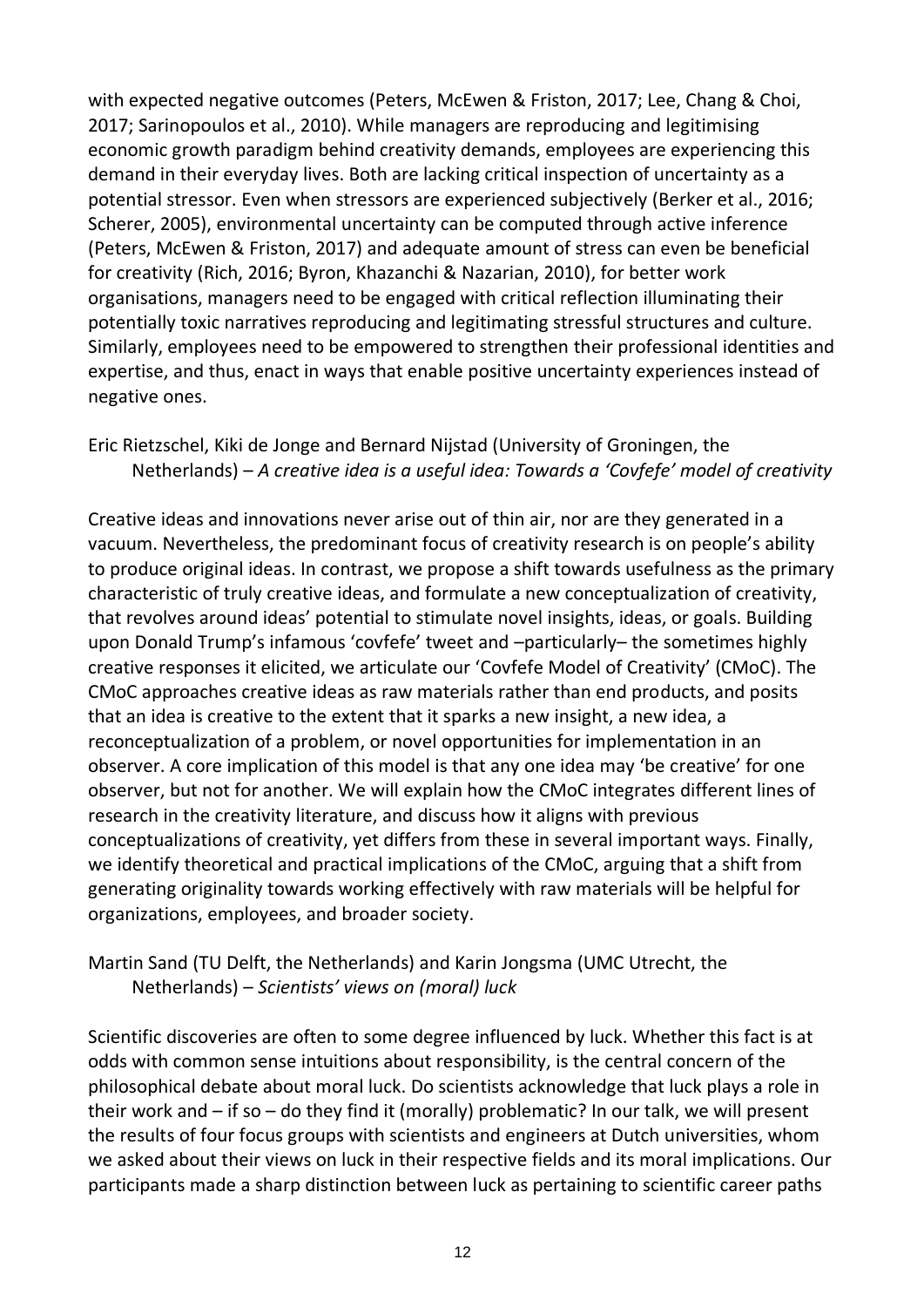with expected negative outcomes (Peters, McEwen & Friston, 2017; Lee, Chang & Choi, 2017; Sarinopoulos et al., 2010). While managers are reproducing and legitimising economic growth paradigm behind creativity demands, employees are experiencing this demand in their everyday lives. Both are lacking critical inspection of uncertainty as a potential stressor. Even when stressors are experienced subjectively (Berker et al., 2016; Scherer, 2005), environmental uncertainty can be computed through active inference (Peters, McEwen & Friston, 2017) and adequate amount of stress can even be beneficial for creativity (Rich, 2016; Byron, Khazanchi & Nazarian, 2010), for better work organisations, managers need to be engaged with critical reflection illuminating their potentially toxic narratives reproducing and legitimating stressful structures and culture. Similarly, employees need to be empowered to strengthen their professional identities and expertise, and thus, enact in ways that enable positive uncertainty experiences instead of negative ones.

Eric Rietzschel, Kiki de Jonge and Bernard Nijstad (University of Groningen, the Netherlands) – *A creative idea is a useful idea: Towards a 'Covfefe' model of creativity*

Creative ideas and innovations never arise out of thin air, nor are they generated in a vacuum. Nevertheless, the predominant focus of creativity research is on people's ability to produce original ideas. In contrast, we propose a shift towards usefulness as the primary characteristic of truly creative ideas, and formulate a new conceptualization of creativity, that revolves around ideas' potential to stimulate novel insights, ideas, or goals. Building upon Donald Trump's infamous 'covfefe' tweet and –particularly– the sometimes highly creative responses it elicited, we articulate our 'Covfefe Model of Creativity' (CMoC). The CMoC approaches creative ideas as raw materials rather than end products, and posits that an idea is creative to the extent that it sparks a new insight, a new idea, a reconceptualization of a problem, or novel opportunities for implementation in an observer. A core implication of this model is that any one idea may 'be creative' for one observer, but not for another. We will explain how the CMoC integrates different lines of research in the creativity literature, and discuss how it aligns with previous conceptualizations of creativity, yet differs from these in several important ways. Finally, we identify theoretical and practical implications of the CMoC, arguing that a shift from generating originality towards working effectively with raw materials will be helpful for organizations, employees, and broader society.

Martin Sand (TU Delft, the Netherlands) and Karin Jongsma (UMC Utrecht, the Netherlands) – *Scientists' views on (moral) luck*

Scientific discoveries are often to some degree influenced by luck. Whether this fact is at odds with common sense intuitions about responsibility, is the central concern of the philosophical debate about moral luck. Do scientists acknowledge that luck plays a role in their work and – if so – do they find it (morally) problematic? In our talk, we will present the results of four focus groups with scientists and engineers at Dutch universities, whom we asked about their views on luck in their respective fields and its moral implications. Our participants made a sharp distinction between luck as pertaining to scientific career paths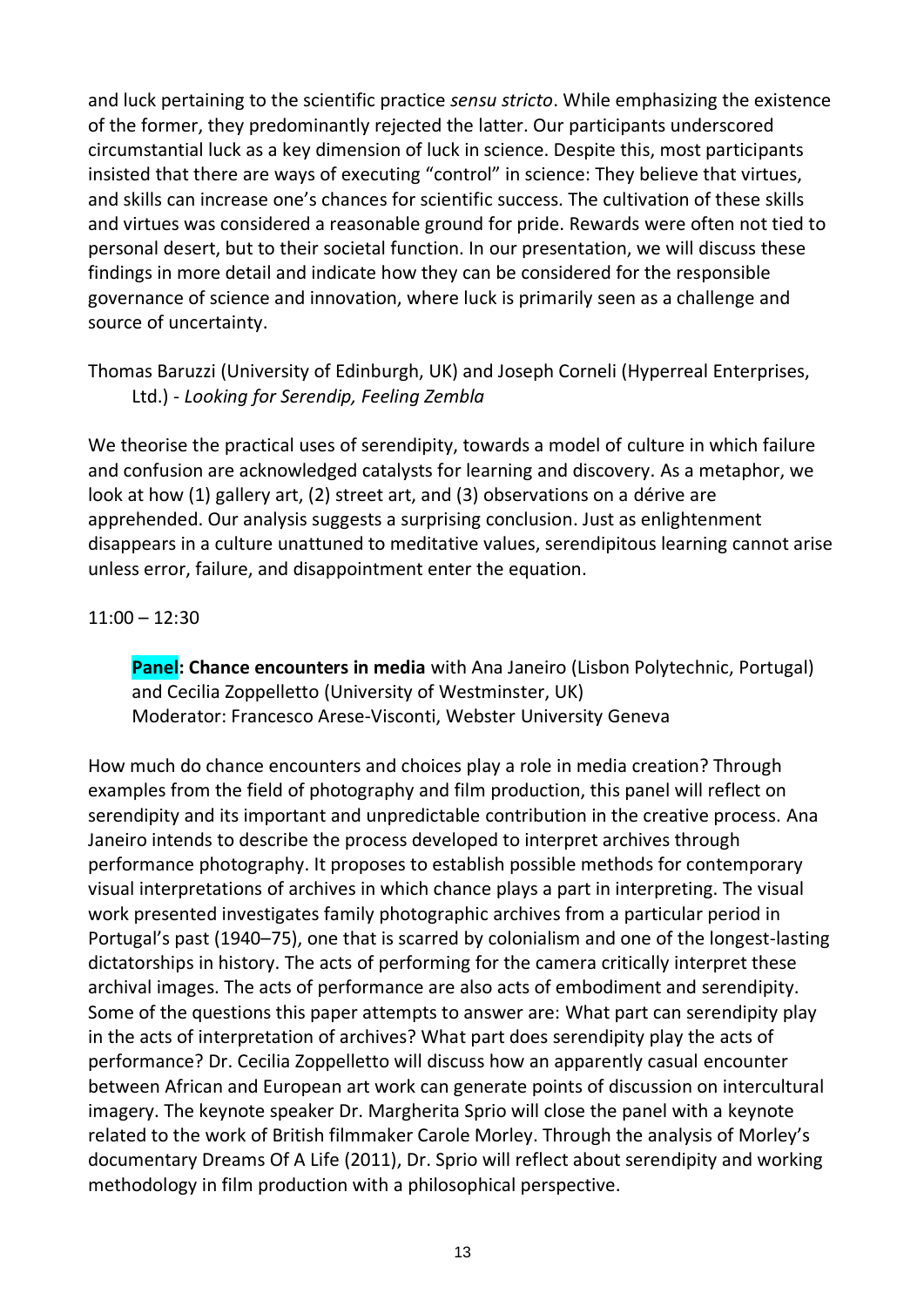and luck pertaining to the scientific practice *sensu stricto*. While emphasizing the existence of the former, they predominantly rejected the latter. Our participants underscored circumstantial luck as a key dimension of luck in science. Despite this, most participants insisted that there are ways of executing "control" in science: They believe that virtues, and skills can increase one's chances for scientific success. The cultivation of these skills and virtues was considered a reasonable ground for pride. Rewards were often not tied to personal desert, but to their societal function. In our presentation, we will discuss these findings in more detail and indicate how they can be considered for the responsible governance of science and innovation, where luck is primarily seen as a challenge and source of uncertainty.

Thomas Baruzzi (University of Edinburgh, UK) and Joseph Corneli (Hyperreal Enterprises, Ltd.) - *Looking for Serendip, Feeling Zembla*

We theorise the practical uses of serendipity, towards a model of culture in which failure and confusion are acknowledged catalysts for learning and discovery. As a metaphor, we look at how (1) gallery art, (2) street art, and (3) observations on a dérive are apprehended. Our analysis suggests a surprising conclusion. Just as enlightenment disappears in a culture unattuned to meditative values, serendipitous learning cannot arise unless error, failure, and disappointment enter the equation.

11:00 – 12:30

**Panel: Chance encounters in media** with Ana Janeiro (Lisbon Polytechnic, Portugal) and Cecilia Zoppelletto (University of Westminster, UK)
Moderator: Francesco Arese-Visconti, Webster University Geneva

How much do chance encounters and choices play a role in media creation? Through examples from the field of photography and film production, this panel will reflect on serendipity and its important and unpredictable contribution in the creative process. Ana Janeiro intends to describe the process developed to interpret archives through performance photography. It proposes to establish possible methods for contemporary visual interpretations of archives in which chance plays a part in interpreting. The visual work presented investigates family photographic archives from a particular period in Portugal's past (1940–75), one that is scarred by colonialism and one of the longest-lasting dictatorships in history. The acts of performing for the camera critically interpret these archival images. The acts of performance are also acts of embodiment and serendipity. Some of the questions this paper attempts to answer are: What part can serendipity play in the acts of interpretation of archives? What part does serendipity play the acts of performance? Dr. Cecilia Zoppelletto will discuss how an apparently casual encounter between African and European art work can generate points of discussion on intercultural imagery. The keynote speaker Dr. Margherita Sprio will close the panel with a keynote related to the work of British filmmaker Carole Morley. Through the analysis of Morley's documentary Dreams Of A Life (2011), Dr. Sprio will reflect about serendipity and working methodology in film production with a philosophical perspective.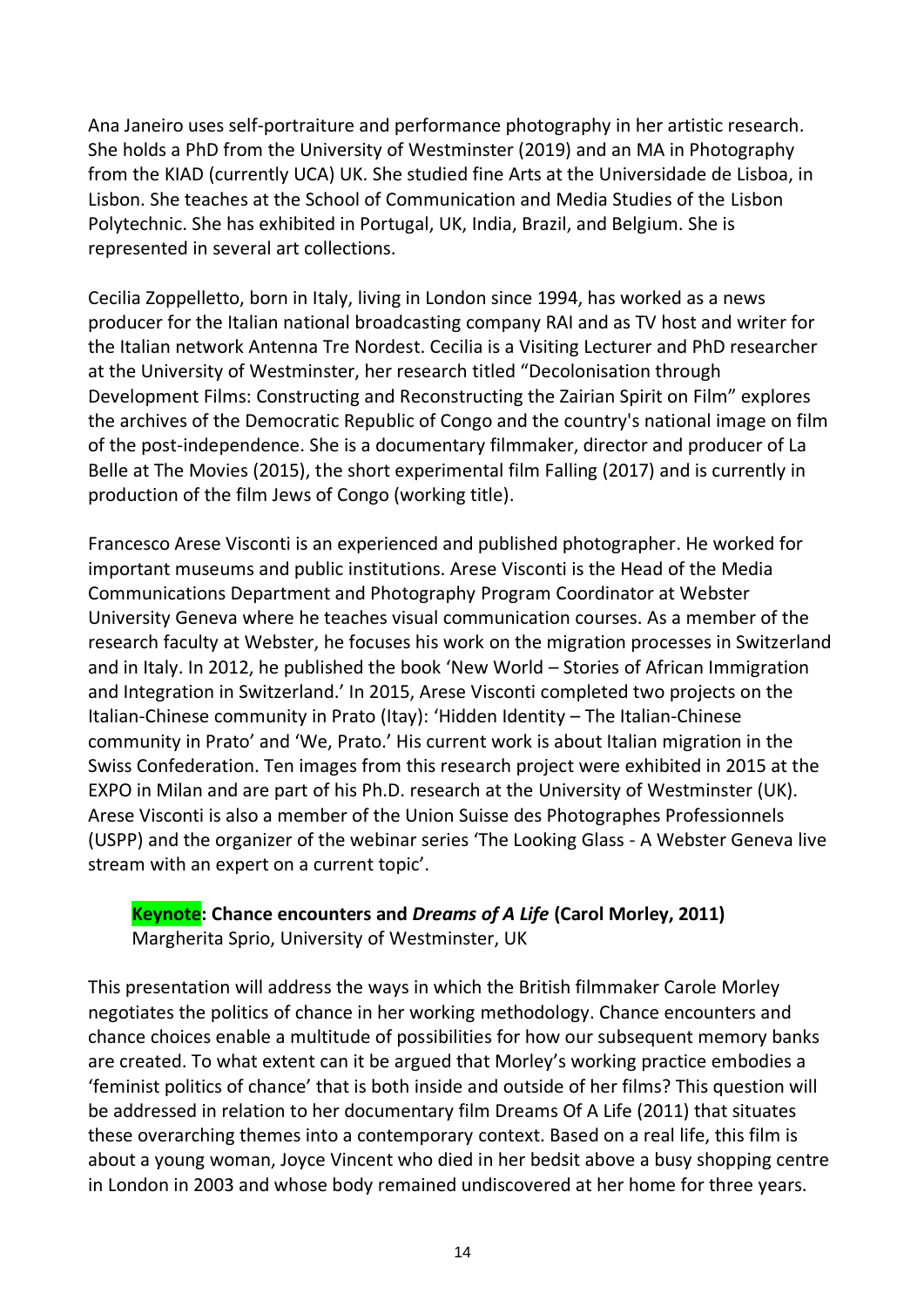Ana Janeiro uses self-portraiture and performance photography in her artistic research. She holds a PhD from the University of Westminster (2019) and an MA in Photography from the KIAD (currently UCA) UK. She studied fine Arts at the Universidade de Lisboa, in Lisbon. She teaches at the School of Communication and Media Studies of the Lisbon Polytechnic. She has exhibited in Portugal, UK, India, Brazil, and Belgium. She is represented in several art collections.

Cecilia Zoppelletto, born in Italy, living in London since 1994, has worked as a news producer for the Italian national broadcasting company RAI and as TV host and writer for the Italian network Antenna Tre Nordest. Cecilia is a Visiting Lecturer and PhD researcher at the University of Westminster, her research titled "Decolonisation through Development Films: Constructing and Reconstructing the Zairian Spirit on Film" explores the archives of the Democratic Republic of Congo and the country's national image on film of the post-independence. She is a documentary filmmaker, director and producer of La Belle at The Movies (2015), the short experimental film Falling (2017) and is currently in production of the film Jews of Congo (working title).

Francesco Arese Visconti is an experienced and published photographer. He worked for important museums and public institutions. Arese Visconti is the Head of the Media Communications Department and Photography Program Coordinator at Webster University Geneva where he teaches visual communication courses. As a member of the research faculty at Webster, he focuses his work on the migration processes in Switzerland and in Italy. In 2012, he published the book 'New World – Stories of African Immigration and Integration in Switzerland.' In 2015, Arese Visconti completed two projects on the Italian-Chinese community in Prato (Itay): 'Hidden Identity – The Italian-Chinese community in Prato' and 'We, Prato.' His current work is about Italian migration in the Swiss Confederation. Ten images from this research project were exhibited in 2015 at the EXPO in Milan and are part of his Ph.D. research at the University of Westminster (UK). Arese Visconti is also a member of the Union Suisse des Photographes Professionnels (USPP) and the organizer of the webinar series 'The Looking Glass - A Webster Geneva live stream with an expert on a current topic'.

**Keynote: Chance encounters and *Dreams of A Life* (Carol Morley, 2011)**
Margherita Sprio, University of Westminster, UK

This presentation will address the ways in which the British filmmaker Carole Morley negotiates the politics of chance in her working methodology. Chance encounters and chance choices enable a multitude of possibilities for how our subsequent memory banks are created. To what extent can it be argued that Morley's working practice embodies a 'feminist politics of chance' that is both inside and outside of her films? This question will be addressed in relation to her documentary film Dreams Of A Life (2011) that situates these overarching themes into a contemporary context. Based on a real life, this film is about a young woman, Joyce Vincent who died in her bedsit above a busy shopping centre in London in 2003 and whose body remained undiscovered at her home for three years.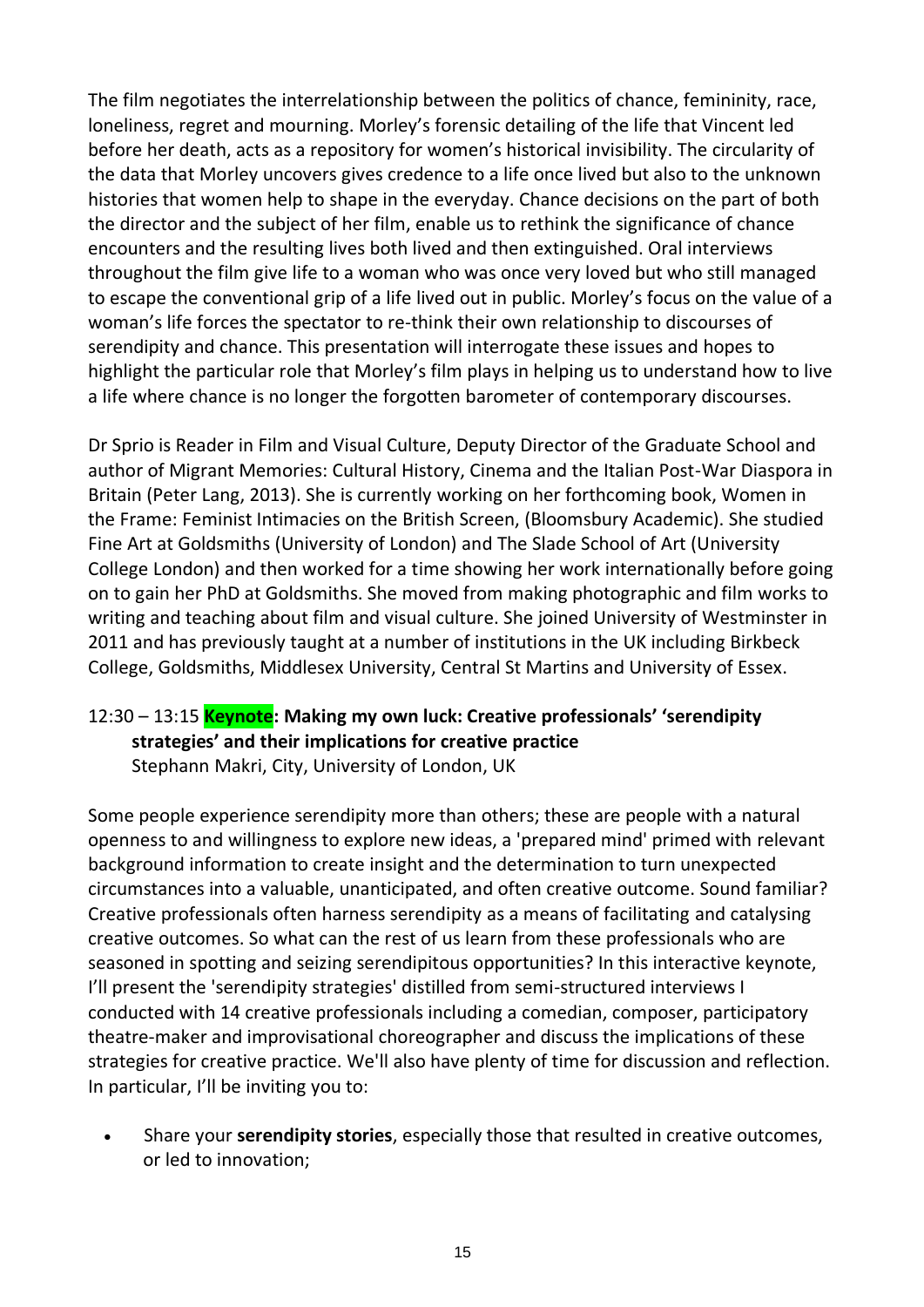The film negotiates the interrelationship between the politics of chance, femininity, race, loneliness, regret and mourning. Morley's forensic detailing of the life that Vincent led before her death, acts as a repository for women's historical invisibility. The circularity of the data that Morley uncovers gives credence to a life once lived but also to the unknown histories that women help to shape in the everyday. Chance decisions on the part of both the director and the subject of her film, enable us to rethink the significance of chance encounters and the resulting lives both lived and then extinguished. Oral interviews throughout the film give life to a woman who was once very loved but who still managed to escape the conventional grip of a life lived out in public. Morley's focus on the value of a woman's life forces the spectator to re-think their own relationship to discourses of serendipity and chance. This presentation will interrogate these issues and hopes to highlight the particular role that Morley's film plays in helping us to understand how to live a life where chance is no longer the forgotten barometer of contemporary discourses.

Dr Sprio is Reader in Film and Visual Culture, Deputy Director of the Graduate School and author of Migrant Memories: Cultural History, Cinema and the Italian Post-War Diaspora in Britain (Peter Lang, 2013). She is currently working on her forthcoming book, Women in the Frame: Feminist Intimacies on the British Screen, (Bloomsbury Academic). She studied Fine Art at Goldsmiths (University of London) and The Slade School of Art (University College London) and then worked for a time showing her work internationally before going on to gain her PhD at Goldsmiths. She moved from making photographic and film works to writing and teaching about film and visual culture. She joined University of Westminster in 2011 and has previously taught at a number of institutions in the UK including Birkbeck College, Goldsmiths, Middlesex University, Central St Martins and University of Essex.

12:30 – 13:15 **Keynote: Making my own luck: Creative professionals' 'serendipity strategies' and their implications for creative practice**
Stephann Makri, City, University of London, UK

Some people experience serendipity more than others; these are people with a natural openness to and willingness to explore new ideas, a 'prepared mind' primed with relevant background information to create insight and the determination to turn unexpected circumstances into a valuable, unanticipated, and often creative outcome. Sound familiar? Creative professionals often harness serendipity as a means of facilitating and catalysing creative outcomes. So what can the rest of us learn from these professionals who are seasoned in spotting and seizing serendipitous opportunities? In this interactive keynote, I'll present the 'serendipity strategies' distilled from semi-structured interviews I conducted with 14 creative professionals including a comedian, composer, participatory theatre-maker and improvisational choreographer and discuss the implications of these strategies for creative practice. We'll also have plenty of time for discussion and reflection. In particular, I'll be inviting you to:

- Share your **serendipity stories**, especially those that resulted in creative outcomes, or led to innovation;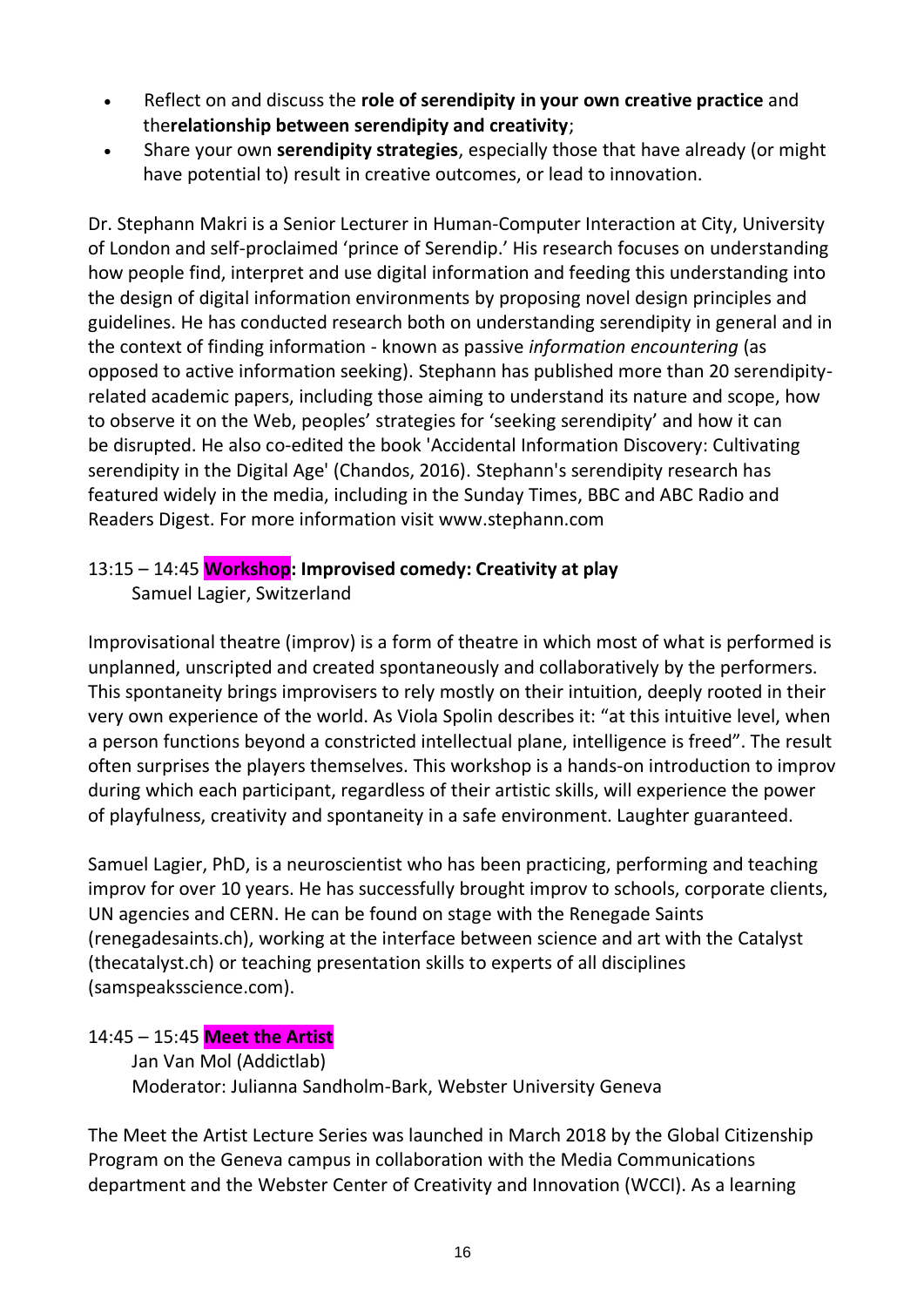- Reflect on and discuss the **role of serendipity in your own creative practice** and the**relationship between serendipity and creativity**;
- Share your own **serendipity strategies**, especially those that have already (or might have potential to) result in creative outcomes, or lead to innovation.

Dr. Stephann Makri is a Senior Lecturer in Human-Computer Interaction at City, University of London and self-proclaimed 'prince of Serendip.' His research focuses on understanding how people find, interpret and use digital information and feeding this understanding into the design of digital information environments by proposing novel design principles and guidelines. He has conducted research both on understanding serendipity in general and in the context of finding information - known as passive *information encountering* (as opposed to active information seeking). Stephann has published more than 20 serendipity-related academic papers, including those aiming to understand its nature and scope, how to observe it on the Web, peoples' strategies for 'seeking serendipity' and how it can be disrupted. He also co-edited the book 'Accidental Information Discovery: Cultivating serendipity in the Digital Age' (Chandos, 2016). Stephann's serendipity research has featured widely in the media, including in the Sunday Times, BBC and ABC Radio and Readers Digest. For more information visit www.stephann.com

## 13:15 – 14:45 **Workshop: Improvised comedy: Creativity at play**

Samuel Lagier, Switzerland

Improvisational theatre (improv) is a form of theatre in which most of what is performed is unplanned, unscripted and created spontaneously and collaboratively by the performers. This spontaneity brings improvisers to rely mostly on their intuition, deeply rooted in their very own experience of the world. As Viola Spolin describes it: "at this intuitive level, when a person functions beyond a constricted intellectual plane, intelligence is freed". The result often surprises the players themselves. This workshop is a hands-on introduction to improv during which each participant, regardless of their artistic skills, will experience the power of playfulness, creativity and spontaneity in a safe environment. Laughter guaranteed.

Samuel Lagier, PhD, is a neuroscientist who has been practicing, performing and teaching improv for over 10 years. He has successfully brought improv to schools, corporate clients, UN agencies and CERN. He can be found on stage with the Renegade Saints (renegadesaints.ch), working at the interface between science and art with the Catalyst (thecatalyst.ch) or teaching presentation skills to experts of all disciplines (samspeaksscience.com).

## 14:45 – 15:45 **Meet the Artist**

Jan Van Mol (Addictlab)
Moderator: Julianna Sandholm-Bark, Webster University Geneva

The Meet the Artist Lecture Series was launched in March 2018 by the Global Citizenship Program on the Geneva campus in collaboration with the Media Communications department and the Webster Center of Creativity and Innovation (WCCI). As a learning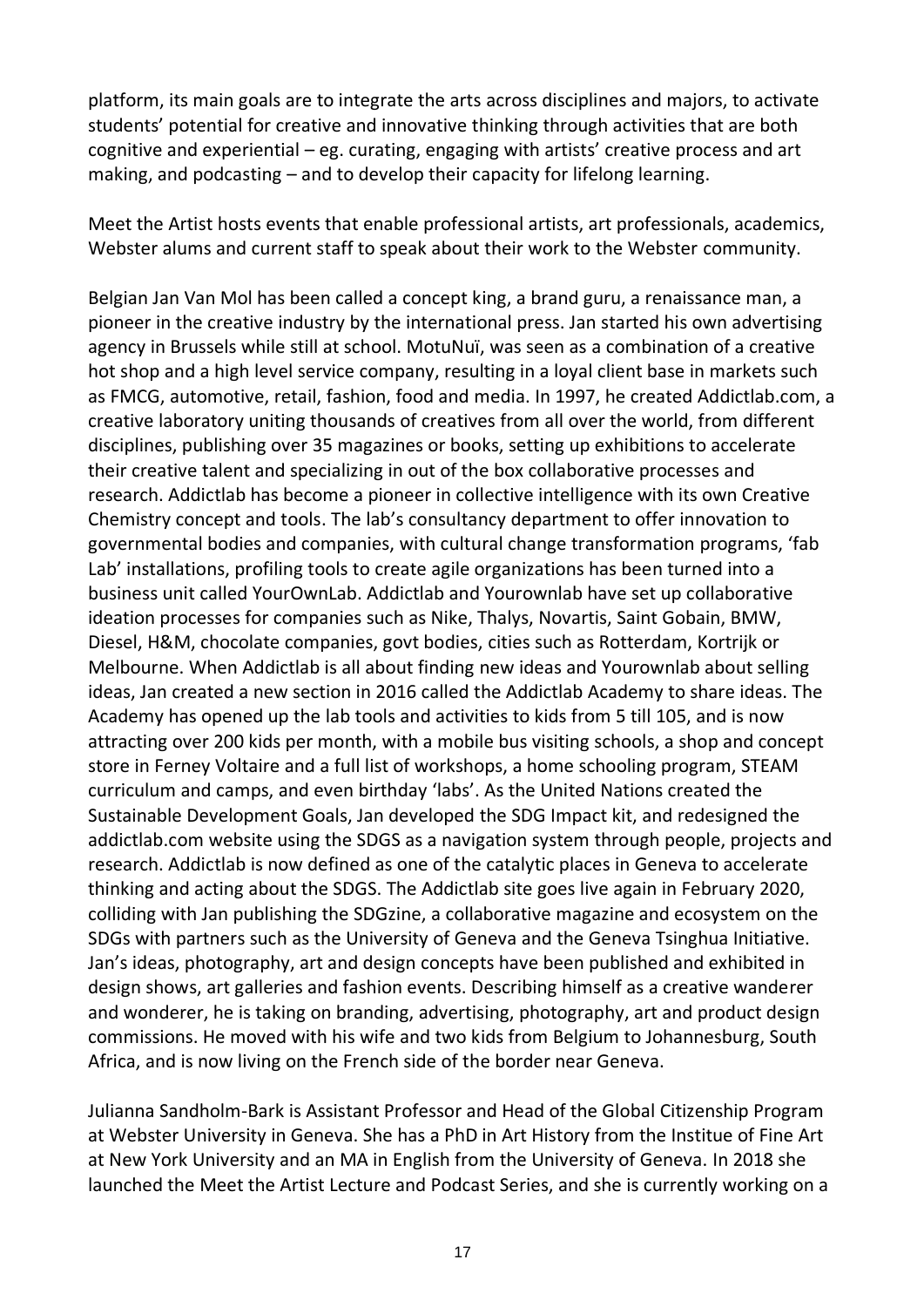platform, its main goals are to integrate the arts across disciplines and majors, to activate students' potential for creative and innovative thinking through activities that are both cognitive and experiential – eg. curating, engaging with artists' creative process and art making, and podcasting – and to develop their capacity for lifelong learning.

Meet the Artist hosts events that enable professional artists, art professionals, academics, Webster alums and current staff to speak about their work to the Webster community.

Belgian Jan Van Mol has been called a concept king, a brand guru, a renaissance man, a pioneer in the creative industry by the international press. Jan started his own advertising agency in Brussels while still at school. MotuNuï, was seen as a combination of a creative hot shop and a high level service company, resulting in a loyal client base in markets such as FMCG, automotive, retail, fashion, food and media. In 1997, he created Addictlab.com, a creative laboratory uniting thousands of creatives from all over the world, from different disciplines, publishing over 35 magazines or books, setting up exhibitions to accelerate their creative talent and specializing in out of the box collaborative processes and research. Addictlab has become a pioneer in collective intelligence with its own Creative Chemistry concept and tools. The lab's consultancy department to offer innovation to governmental bodies and companies, with cultural change transformation programs, 'fab Lab' installations, profiling tools to create agile organizations has been turned into a business unit called YourOwnLab. Addictlab and Yourownlab have set up collaborative ideation processes for companies such as Nike, Thalys, Novartis, Saint Gobain, BMW, Diesel, H&M, chocolate companies, govt bodies, cities such as Rotterdam, Kortrijk or Melbourne. When Addictlab is all about finding new ideas and Yourownlab about selling ideas, Jan created a new section in 2016 called the Addictlab Academy to share ideas. The Academy has opened up the lab tools and activities to kids from 5 till 105, and is now attracting over 200 kids per month, with a mobile bus visiting schools, a shop and concept store in Ferney Voltaire and a full list of workshops, a home schooling program, STEAM curriculum and camps, and even birthday 'labs'. As the United Nations created the Sustainable Development Goals, Jan developed the SDG Impact kit, and redesigned the addictlab.com website using the SDGS as a navigation system through people, projects and research. Addictlab is now defined as one of the catalytic places in Geneva to accelerate thinking and acting about the SDGS. The Addictlab site goes live again in February 2020, colliding with Jan publishing the SDGzine, a collaborative magazine and ecosystem on the SDGs with partners such as the University of Geneva and the Geneva Tsinghua Initiative. Jan's ideas, photography, art and design concepts have been published and exhibited in design shows, art galleries and fashion events. Describing himself as a creative wanderer and wonderer, he is taking on branding, advertising, photography, art and product design commissions. He moved with his wife and two kids from Belgium to Johannesburg, South Africa, and is now living on the French side of the border near Geneva.

Julianna Sandholm-Bark is Assistant Professor and Head of the Global Citizenship Program at Webster University in Geneva. She has a PhD in Art History from the Institue of Fine Art at New York University and an MA in English from the University of Geneva. In 2018 she launched the Meet the Artist Lecture and Podcast Series, and she is currently working on a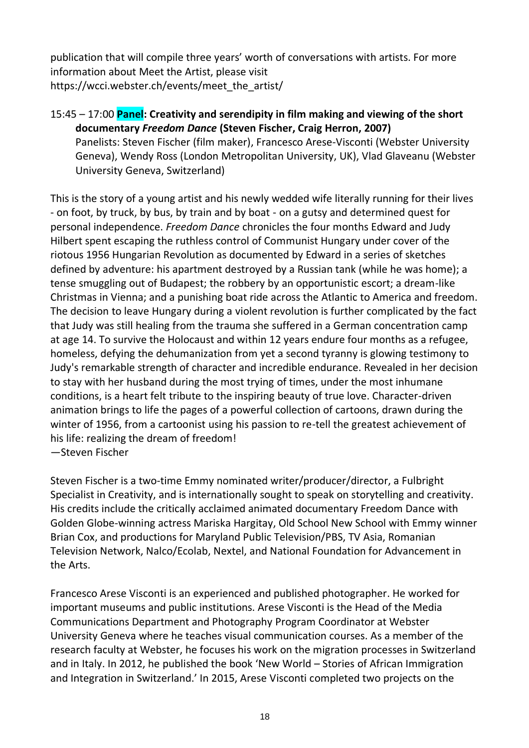publication that will compile three years' worth of conversations with artists. For more information about Meet the Artist, please visit https://wcci.webster.ch/events/meet_the_artist/

15:45 – 17:00 **Panel: Creativity and serendipity in film making and viewing of the short documentary *Freedom Dance* (Steven Fischer, Craig Herron, 2007)**
Panelists: Steven Fischer (film maker), Francesco Arese-Visconti (Webster University Geneva), Wendy Ross (London Metropolitan University, UK), Vlad Glaveanu (Webster University Geneva, Switzerland)

This is the story of a young artist and his newly wedded wife literally running for their lives - on foot, by truck, by bus, by train and by boat - on a gutsy and determined quest for personal independence. *Freedom Dance* chronicles the four months Edward and Judy Hilbert spent escaping the ruthless control of Communist Hungary under cover of the riotous 1956 Hungarian Revolution as documented by Edward in a series of sketches defined by adventure: his apartment destroyed by a Russian tank (while he was home); a tense smuggling out of Budapest; the robbery by an opportunistic escort; a dream-like Christmas in Vienna; and a punishing boat ride across the Atlantic to America and freedom. The decision to leave Hungary during a violent revolution is further complicated by the fact that Judy was still healing from the trauma she suffered in a German concentration camp at age 14. To survive the Holocaust and within 12 years endure four months as a refugee, homeless, defying the dehumanization from yet a second tyranny is glowing testimony to Judy's remarkable strength of character and incredible endurance. Revealed in her decision to stay with her husband during the most trying of times, under the most inhumane conditions, is a heart felt tribute to the inspiring beauty of true love. Character-driven animation brings to life the pages of a powerful collection of cartoons, drawn during the winter of 1956, from a cartoonist using his passion to re-tell the greatest achievement of his life: realizing the dream of freedom!
—Steven Fischer

Steven Fischer is a two-time Emmy nominated writer/producer/director, a Fulbright Specialist in Creativity, and is internationally sought to speak on storytelling and creativity. His credits include the critically acclaimed animated documentary Freedom Dance with Golden Globe-winning actress Mariska Hargitay, Old School New School with Emmy winner Brian Cox, and productions for Maryland Public Television/PBS, TV Asia, Romanian Television Network, Nalco/Ecolab, Nextel, and National Foundation for Advancement in the Arts.

Francesco Arese Visconti is an experienced and published photographer. He worked for important museums and public institutions. Arese Visconti is the Head of the Media Communications Department and Photography Program Coordinator at Webster University Geneva where he teaches visual communication courses. As a member of the research faculty at Webster, he focuses his work on the migration processes in Switzerland and in Italy. In 2012, he published the book 'New World – Stories of African Immigration and Integration in Switzerland.' In 2015, Arese Visconti completed two projects on the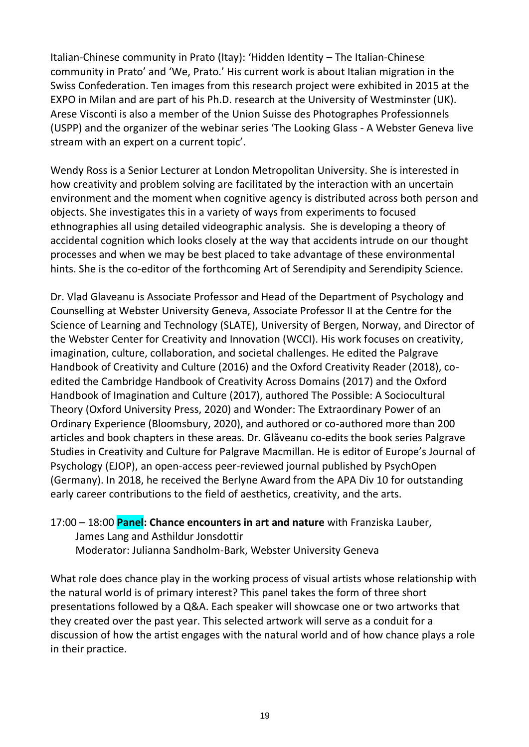Italian-Chinese community in Prato (Itay): 'Hidden Identity – The Italian-Chinese community in Prato' and 'We, Prato.' His current work is about Italian migration in the Swiss Confederation. Ten images from this research project were exhibited in 2015 at the EXPO in Milan and are part of his Ph.D. research at the University of Westminster (UK). Arese Visconti is also a member of the Union Suisse des Photographes Professionnels (USPP) and the organizer of the webinar series 'The Looking Glass - A Webster Geneva live stream with an expert on a current topic'.

Wendy Ross is a Senior Lecturer at London Metropolitan University. She is interested in how creativity and problem solving are facilitated by the interaction with an uncertain environment and the moment when cognitive agency is distributed across both person and objects. She investigates this in a variety of ways from experiments to focused ethnographies all using detailed videographic analysis. She is developing a theory of accidental cognition which looks closely at the way that accidents intrude on our thought processes and when we may be best placed to take advantage of these environmental hints. She is the co-editor of the forthcoming Art of Serendipity and Serendipity Science.

Dr. Vlad Glaveanu is Associate Professor and Head of the Department of Psychology and Counselling at Webster University Geneva, Associate Professor II at the Centre for the Science of Learning and Technology (SLATE), University of Bergen, Norway, and Director of the Webster Center for Creativity and Innovation (WCCI). His work focuses on creativity, imagination, culture, collaboration, and societal challenges. He edited the Palgrave Handbook of Creativity and Culture (2016) and the Oxford Creativity Reader (2018), co-edited the Cambridge Handbook of Creativity Across Domains (2017) and the Oxford Handbook of Imagination and Culture (2017), authored The Possible: A Sociocultural Theory (Oxford University Press, 2020) and Wonder: The Extraordinary Power of an Ordinary Experience (Bloomsbury, 2020), and authored or co-authored more than 200 articles and book chapters in these areas. Dr. Glăveanu co-edits the book series Palgrave Studies in Creativity and Culture for Palgrave Macmillan. He is editor of Europe's Journal of Psychology (EJOP), an open-access peer-reviewed journal published by PsychOpen (Germany). In 2018, he received the Berlyne Award from the APA Div 10 for outstanding early career contributions to the field of aesthetics, creativity, and the arts.

17:00 – 18:00 **Panel: Chance encounters in art and nature** with Franziska Lauber, James Lang and Asthildur Jonsdottir
Moderator: Julianna Sandholm-Bark, Webster University Geneva

What role does chance play in the working process of visual artists whose relationship with the natural world is of primary interest? This panel takes the form of three short presentations followed by a Q&A. Each speaker will showcase one or two artworks that they created over the past year. This selected artwork will serve as a conduit for a discussion of how the artist engages with the natural world and of how chance plays a role in their practice.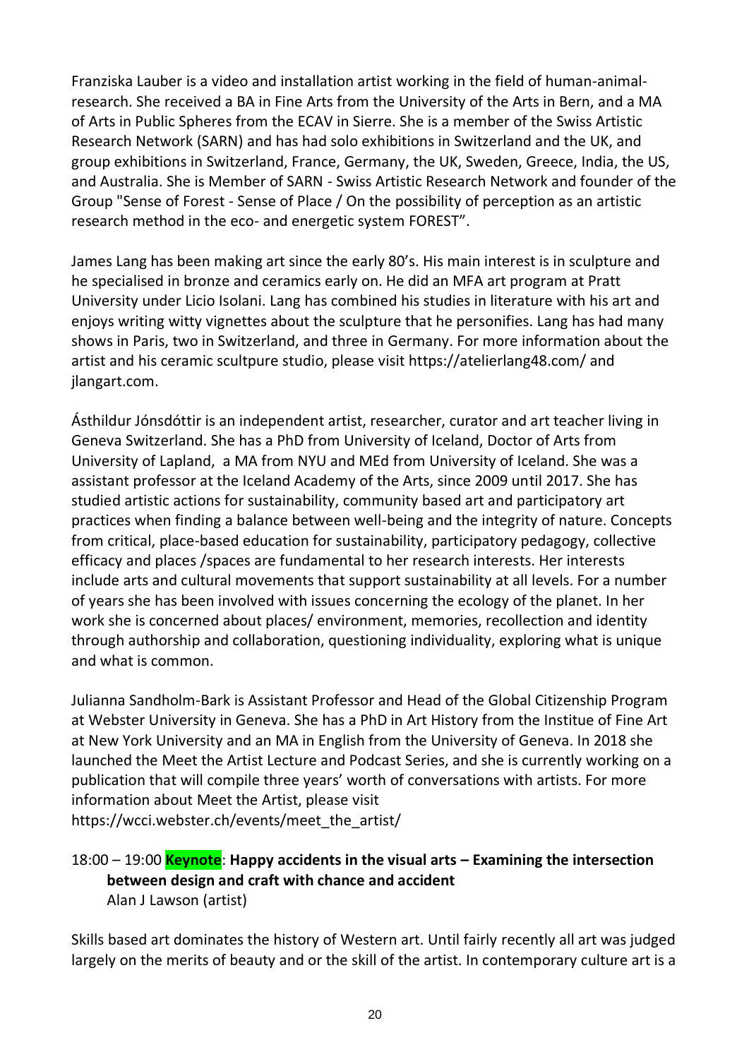Franziska Lauber is a video and installation artist working in the field of human-animal-research. She received a BA in Fine Arts from the University of the Arts in Bern, and a MA of Arts in Public Spheres from the ECAV in Sierre. She is a member of the Swiss Artistic Research Network (SARN) and has had solo exhibitions in Switzerland and the UK, and group exhibitions in Switzerland, France, Germany, the UK, Sweden, Greece, India, the US, and Australia. She is Member of SARN - Swiss Artistic Research Network and founder of the Group "Sense of Forest - Sense of Place / On the possibility of perception as an artistic research method in the eco- and energetic system FOREST".

James Lang has been making art since the early 80's. His main interest is in sculpture and he specialised in bronze and ceramics early on. He did an MFA art program at Pratt University under Licio Isolani. Lang has combined his studies in literature with his art and enjoys writing witty vignettes about the sculpture that he personifies. Lang has had many shows in Paris, two in Switzerland, and three in Germany. For more information about the artist and his ceramic scultpure studio, please visit https://atelierlang48.com/ and jlangart.com.

Ásthildur Jónsdóttir is an independent artist, researcher, curator and art teacher living in Geneva Switzerland. She has a PhD from University of Iceland, Doctor of Arts from University of Lapland, a MA from NYU and MEd from University of Iceland. She was a assistant professor at the Iceland Academy of the Arts, since 2009 until 2017. She has studied artistic actions for sustainability, community based art and participatory art practices when finding a balance between well-being and the integrity of nature. Concepts from critical, place-based education for sustainability, participatory pedagogy, collective efficacy and places /spaces are fundamental to her research interests. Her interests include arts and cultural movements that support sustainability at all levels. For a number of years she has been involved with issues concerning the ecology of the planet. In her work she is concerned about places/ environment, memories, recollection and identity through authorship and collaboration, questioning individuality, exploring what is unique and what is common.

Julianna Sandholm-Bark is Assistant Professor and Head of the Global Citizenship Program at Webster University in Geneva. She has a PhD in Art History from the Institue of Fine Art at New York University and an MA in English from the University of Geneva. In 2018 she launched the Meet the Artist Lecture and Podcast Series, and she is currently working on a publication that will compile three years' worth of conversations with artists. For more information about Meet the Artist, please visit https://wcci.webster.ch/events/meet_the_artist/

18:00 – 19:00 **Keynote**: **Happy accidents in the visual arts – Examining the intersection between design and craft with chance and accident**
Alan J Lawson (artist)

Skills based art dominates the history of Western art. Until fairly recently all art was judged largely on the merits of beauty and or the skill of the artist. In contemporary culture art is a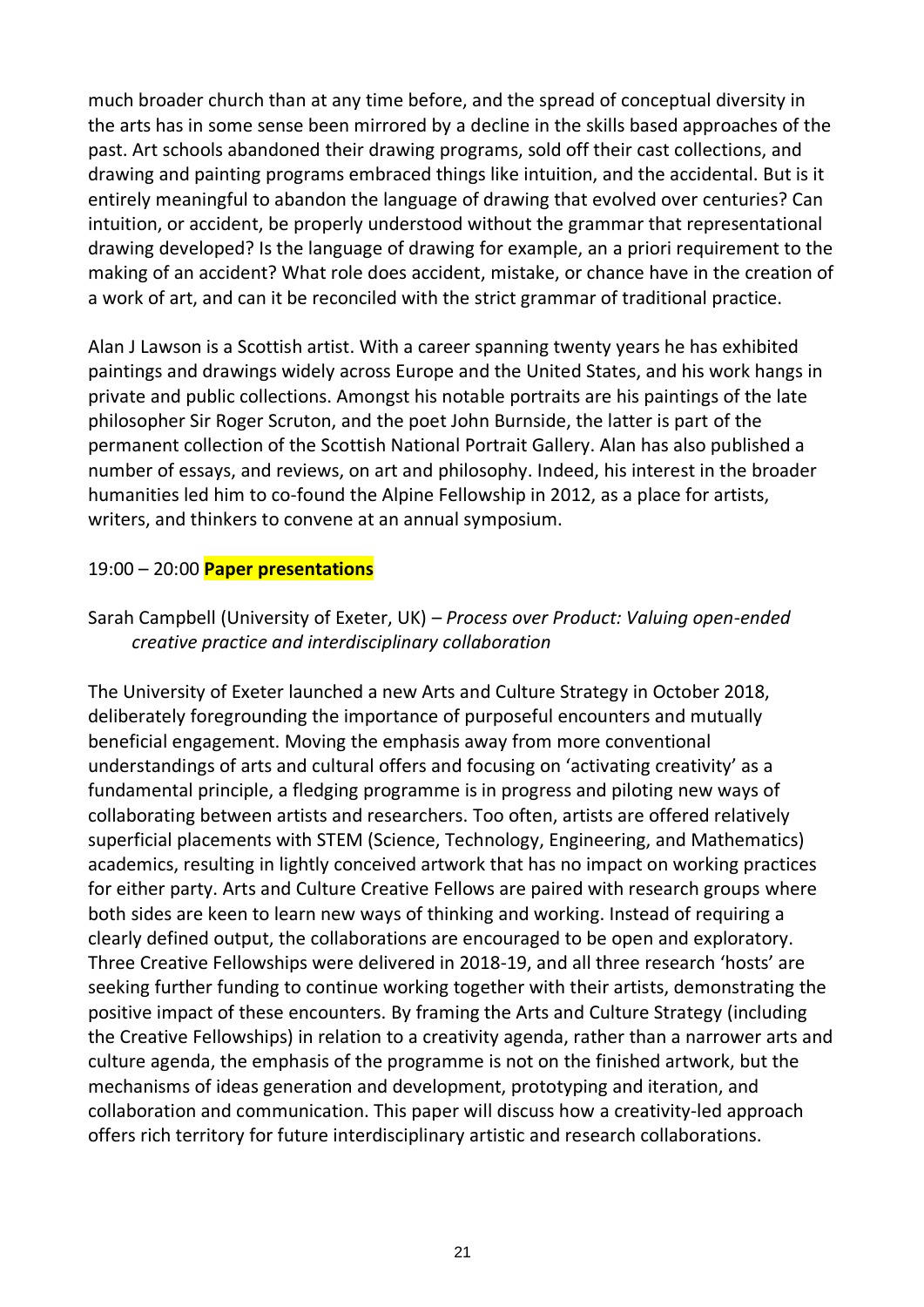much broader church than at any time before, and the spread of conceptual diversity in the arts has in some sense been mirrored by a decline in the skills based approaches of the past. Art schools abandoned their drawing programs, sold off their cast collections, and drawing and painting programs embraced things like intuition, and the accidental. But is it entirely meaningful to abandon the language of drawing that evolved over centuries? Can intuition, or accident, be properly understood without the grammar that representational drawing developed? Is the language of drawing for example, an a priori requirement to the making of an accident? What role does accident, mistake, or chance have in the creation of a work of art, and can it be reconciled with the strict grammar of traditional practice.

Alan J Lawson is a Scottish artist. With a career spanning twenty years he has exhibited paintings and drawings widely across Europe and the United States, and his work hangs in private and public collections. Amongst his notable portraits are his paintings of the late philosopher Sir Roger Scruton, and the poet John Burnside, the latter is part of the permanent collection of the Scottish National Portrait Gallery. Alan has also published a number of essays, and reviews, on art and philosophy. Indeed, his interest in the broader humanities led him to co-found the Alpine Fellowship in 2012, as a place for artists, writers, and thinkers to convene at an annual symposium.

19:00 – 20:00 **Paper presentations**

Sarah Campbell (University of Exeter, UK) – *Process over Product: Valuing open-ended creative practice and interdisciplinary collaboration*

The University of Exeter launched a new Arts and Culture Strategy in October 2018, deliberately foregrounding the importance of purposeful encounters and mutually beneficial engagement. Moving the emphasis away from more conventional understandings of arts and cultural offers and focusing on 'activating creativity' as a fundamental principle, a fledging programme is in progress and piloting new ways of collaborating between artists and researchers. Too often, artists are offered relatively superficial placements with STEM (Science, Technology, Engineering, and Mathematics) academics, resulting in lightly conceived artwork that has no impact on working practices for either party. Arts and Culture Creative Fellows are paired with research groups where both sides are keen to learn new ways of thinking and working. Instead of requiring a clearly defined output, the collaborations are encouraged to be open and exploratory. Three Creative Fellowships were delivered in 2018-19, and all three research 'hosts' are seeking further funding to continue working together with their artists, demonstrating the positive impact of these encounters. By framing the Arts and Culture Strategy (including the Creative Fellowships) in relation to a creativity agenda, rather than a narrower arts and culture agenda, the emphasis of the programme is not on the finished artwork, but the mechanisms of ideas generation and development, prototyping and iteration, and collaboration and communication. This paper will discuss how a creativity-led approach offers rich territory for future interdisciplinary artistic and research collaborations.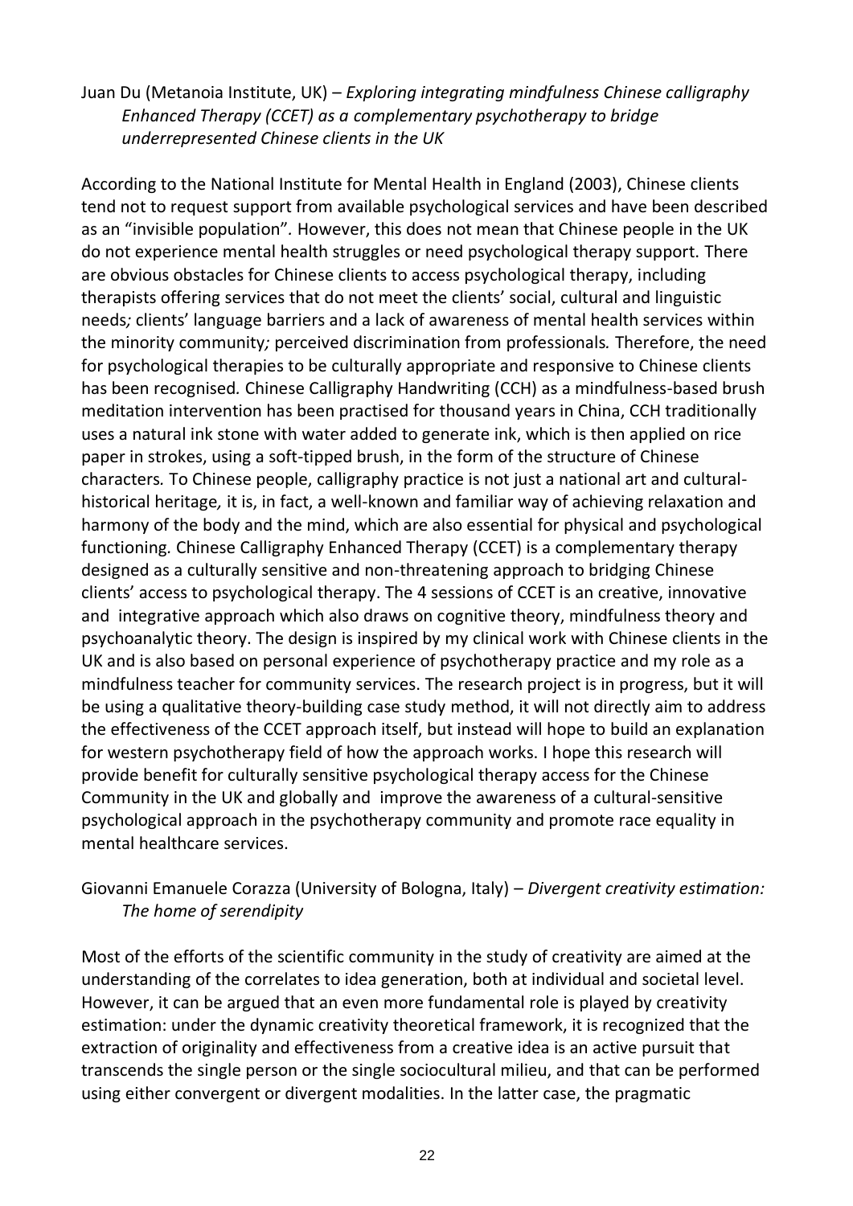Juan Du (Metanoia Institute, UK) – *Exploring integrating mindfulness Chinese calligraphy Enhanced Therapy (CCET) as a complementary psychotherapy to bridge underrepresented Chinese clients in the UK*

According to the National Institute for Mental Health in England (2003), Chinese clients tend not to request support from available psychological services and have been described as an "invisible population". However, this does not mean that Chinese people in the UK do not experience mental health struggles or need psychological therapy support. There are obvious obstacles for Chinese clients to access psychological therapy, including therapists offering services that do not meet the clients' social, cultural and linguistic needs; clients' language barriers and a lack of awareness of mental health services within the minority community; perceived discrimination from professionals. Therefore, the need for psychological therapies to be culturally appropriate and responsive to Chinese clients has been recognised. Chinese Calligraphy Handwriting (CCH) as a mindfulness-based brush meditation intervention has been practised for thousand years in China, CCH traditionally uses a natural ink stone with water added to generate ink, which is then applied on rice paper in strokes, using a soft-tipped brush, in the form of the structure of Chinese characters. To Chinese people, calligraphy practice is not just a national art and cultural-historical heritage, it is, in fact, a well-known and familiar way of achieving relaxation and harmony of the body and the mind, which are also essential for physical and psychological functioning. Chinese Calligraphy Enhanced Therapy (CCET) is a complementary therapy designed as a culturally sensitive and non-threatening approach to bridging Chinese clients' access to psychological therapy. The 4 sessions of CCET is an creative, innovative and integrative approach which also draws on cognitive theory, mindfulness theory and psychoanalytic theory. The design is inspired by my clinical work with Chinese clients in the UK and is also based on personal experience of psychotherapy practice and my role as a mindfulness teacher for community services. The research project is in progress, but it will be using a qualitative theory-building case study method, it will not directly aim to address the effectiveness of the CCET approach itself, but instead will hope to build an explanation for western psychotherapy field of how the approach works. I hope this research will provide benefit for culturally sensitive psychological therapy access for the Chinese Community in the UK and globally and improve the awareness of a cultural-sensitive psychological approach in the psychotherapy community and promote race equality in mental healthcare services.

Giovanni Emanuele Corazza (University of Bologna, Italy) – *Divergent creativity estimation: The home of serendipity*

Most of the efforts of the scientific community in the study of creativity are aimed at the understanding of the correlates to idea generation, both at individual and societal level. However, it can be argued that an even more fundamental role is played by creativity estimation: under the dynamic creativity theoretical framework, it is recognized that the extraction of originality and effectiveness from a creative idea is an active pursuit that transcends the single person or the single sociocultural milieu, and that can be performed using either convergent or divergent modalities. In the latter case, the pragmatic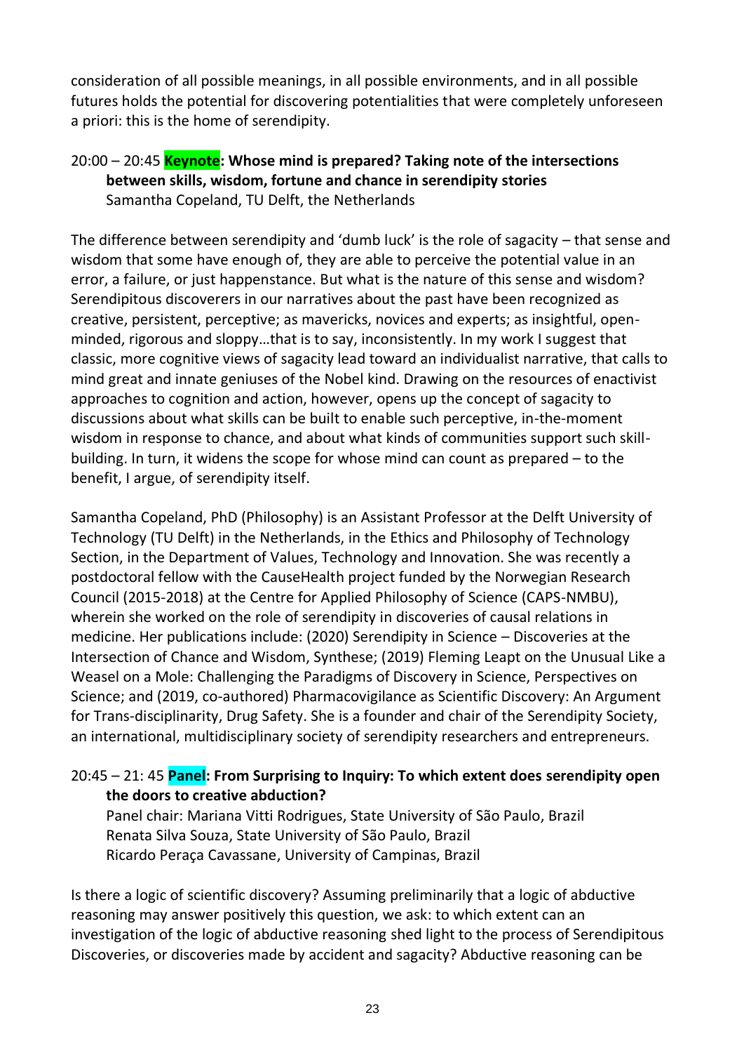consideration of all possible meanings, in all possible environments, and in all possible futures holds the potential for discovering potentialities that were completely unforeseen a priori: this is the home of serendipity.

20:00 – 20:45 **Keynote: Whose mind is prepared? Taking note of the intersections between skills, wisdom, fortune and chance in serendipity stories**
Samantha Copeland, TU Delft, the Netherlands

The difference between serendipity and 'dumb luck' is the role of sagacity – that sense and wisdom that some have enough of, they are able to perceive the potential value in an error, a failure, or just happenstance. But what is the nature of this sense and wisdom? Serendipitous discoverers in our narratives about the past have been recognized as creative, persistent, perceptive; as mavericks, novices and experts; as insightful, open-minded, rigorous and sloppy…that is to say, inconsistently. In my work I suggest that classic, more cognitive views of sagacity lead toward an individualist narrative, that calls to mind great and innate geniuses of the Nobel kind. Drawing on the resources of enactivist approaches to cognition and action, however, opens up the concept of sagacity to discussions about what skills can be built to enable such perceptive, in-the-moment wisdom in response to chance, and about what kinds of communities support such skill-building. In turn, it widens the scope for whose mind can count as prepared – to the benefit, I argue, of serendipity itself.

Samantha Copeland, PhD (Philosophy) is an Assistant Professor at the Delft University of Technology (TU Delft) in the Netherlands, in the Ethics and Philosophy of Technology Section, in the Department of Values, Technology and Innovation. She was recently a postdoctoral fellow with the CauseHealth project funded by the Norwegian Research Council (2015-2018) at the Centre for Applied Philosophy of Science (CAPS-NMBU), wherein she worked on the role of serendipity in discoveries of causal relations in medicine. Her publications include: (2020) Serendipity in Science – Discoveries at the Intersection of Chance and Wisdom, Synthese; (2019) Fleming Leapt on the Unusual Like a Weasel on a Mole: Challenging the Paradigms of Discovery in Science, Perspectives on Science; and (2019, co-authored) Pharmacovigilance as Scientific Discovery: An Argument for Trans-disciplinarity, Drug Safety. She is a founder and chair of the Serendipity Society, an international, multidisciplinary society of serendipity researchers and entrepreneurs.

20:45 – 21: 45 **Panel: From Surprising to Inquiry: To which extent does serendipity open the doors to creative abduction?**
Panel chair: Mariana Vitti Rodrigues, State University of São Paulo, Brazil
Renata Silva Souza, State University of São Paulo, Brazil
Ricardo Peraça Cavassane, University of Campinas, Brazil

Is there a logic of scientific discovery? Assuming preliminarily that a logic of abductive reasoning may answer positively this question, we ask: to which extent can an investigation of the logic of abductive reasoning shed light to the process of Serendipitous Discoveries, or discoveries made by accident and sagacity? Abductive reasoning can be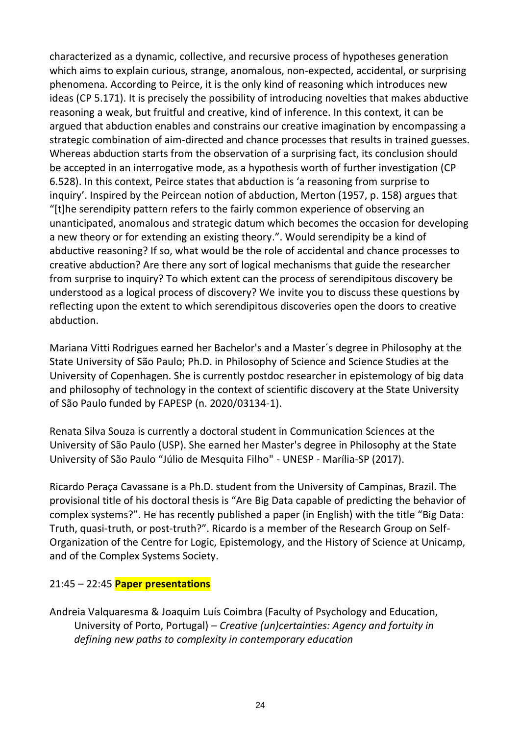characterized as a dynamic, collective, and recursive process of hypotheses generation which aims to explain curious, strange, anomalous, non-expected, accidental, or surprising phenomena. According to Peirce, it is the only kind of reasoning which introduces new ideas (CP 5.171). It is precisely the possibility of introducing novelties that makes abductive reasoning a weak, but fruitful and creative, kind of inference. In this context, it can be argued that abduction enables and constrains our creative imagination by encompassing a strategic combination of aim-directed and chance processes that results in trained guesses. Whereas abduction starts from the observation of a surprising fact, its conclusion should be accepted in an interrogative mode, as a hypothesis worth of further investigation (CP 6.528). In this context, Peirce states that abduction is 'a reasoning from surprise to inquiry'. Inspired by the Peircean notion of abduction, Merton (1957, p. 158) argues that "[t]he serendipity pattern refers to the fairly common experience of observing an unanticipated, anomalous and strategic datum which becomes the occasion for developing a new theory or for extending an existing theory.". Would serendipity be a kind of abductive reasoning? If so, what would be the role of accidental and chance processes to creative abduction? Are there any sort of logical mechanisms that guide the researcher from surprise to inquiry? To which extent can the process of serendipitous discovery be understood as a logical process of discovery? We invite you to discuss these questions by reflecting upon the extent to which serendipitous discoveries open the doors to creative abduction.

Mariana Vitti Rodrigues earned her Bachelor's and a Master´s degree in Philosophy at the State University of São Paulo; Ph.D. in Philosophy of Science and Science Studies at the University of Copenhagen. She is currently postdoc researcher in epistemology of big data and philosophy of technology in the context of scientific discovery at the State University of São Paulo funded by FAPESP (n. 2020/03134-1).

Renata Silva Souza is currently a doctoral student in Communication Sciences at the University of São Paulo (USP). She earned her Master's degree in Philosophy at the State University of São Paulo "Júlio de Mesquita Filho" - UNESP - Marília-SP (2017).

Ricardo Peraça Cavassane is a Ph.D. student from the University of Campinas, Brazil. The provisional title of his doctoral thesis is "Are Big Data capable of predicting the behavior of complex systems?". He has recently published a paper (in English) with the title "Big Data: Truth, quasi-truth, or post-truth?". Ricardo is a member of the Research Group on Self-Organization of the Centre for Logic, Epistemology, and the History of Science at Unicamp, and of the Complex Systems Society.

21:45 – 22:45 **Paper presentations**

Andreia Valquaresma & Joaquim Luís Coimbra (Faculty of Psychology and Education, University of Porto, Portugal) – *Creative (un)certainties: Agency and fortuity in defining new paths to complexity in contemporary education*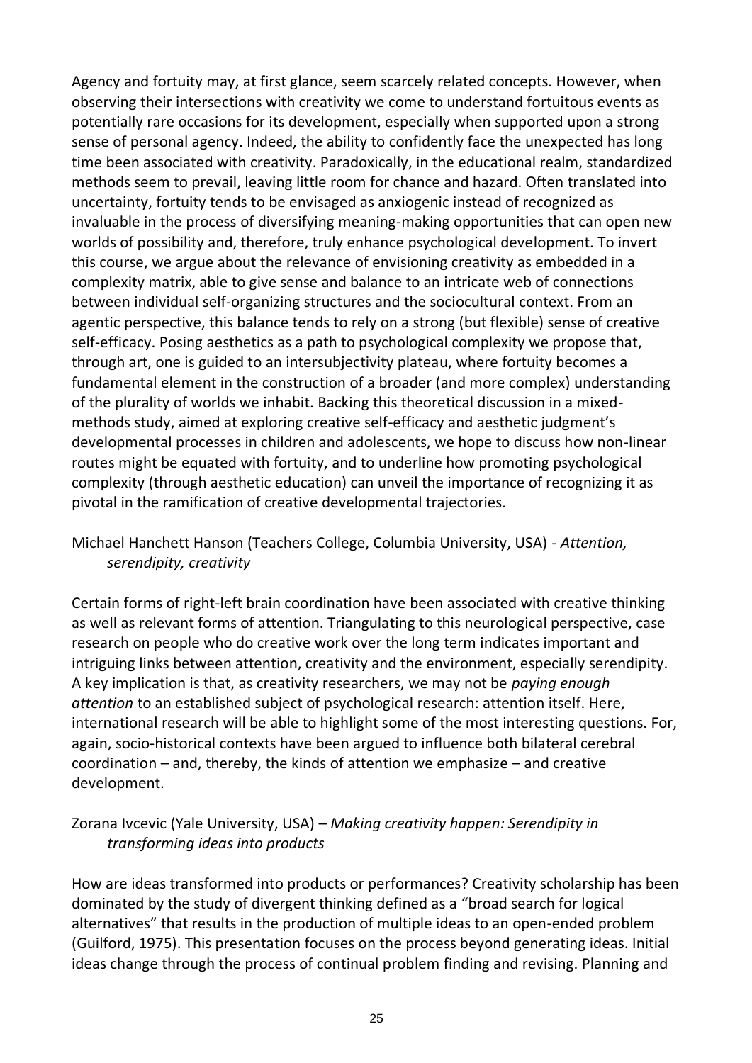Agency and fortuity may, at first glance, seem scarcely related concepts. However, when observing their intersections with creativity we come to understand fortuitous events as potentially rare occasions for its development, especially when supported upon a strong sense of personal agency. Indeed, the ability to confidently face the unexpected has long time been associated with creativity. Paradoxically, in the educational realm, standardized methods seem to prevail, leaving little room for chance and hazard. Often translated into uncertainty, fortuity tends to be envisaged as anxiogenic instead of recognized as invaluable in the process of diversifying meaning-making opportunities that can open new worlds of possibility and, therefore, truly enhance psychological development. To invert this course, we argue about the relevance of envisioning creativity as embedded in a complexity matrix, able to give sense and balance to an intricate web of connections between individual self-organizing structures and the sociocultural context. From an agentic perspective, this balance tends to rely on a strong (but flexible) sense of creative self-efficacy. Posing aesthetics as a path to psychological complexity we propose that, through art, one is guided to an intersubjectivity plateau, where fortuity becomes a fundamental element in the construction of a broader (and more complex) understanding of the plurality of worlds we inhabit. Backing this theoretical discussion in a mixed-methods study, aimed at exploring creative self-efficacy and aesthetic judgment's developmental processes in children and adolescents, we hope to discuss how non-linear routes might be equated with fortuity, and to underline how promoting psychological complexity (through aesthetic education) can unveil the importance of recognizing it as pivotal in the ramification of creative developmental trajectories.

Michael Hanchett Hanson (Teachers College, Columbia University, USA) - *Attention, serendipity, creativity*

Certain forms of right-left brain coordination have been associated with creative thinking as well as relevant forms of attention. Triangulating to this neurological perspective, case research on people who do creative work over the long term indicates important and intriguing links between attention, creativity and the environment, especially serendipity. A key implication is that, as creativity researchers, we may not be *paying enough attention* to an established subject of psychological research: attention itself. Here, international research will be able to highlight some of the most interesting questions. For, again, socio-historical contexts have been argued to influence both bilateral cerebral coordination – and, thereby, the kinds of attention we emphasize – and creative development.

Zorana Ivcevic (Yale University, USA) – *Making creativity happen: Serendipity in transforming ideas into products*

How are ideas transformed into products or performances? Creativity scholarship has been dominated by the study of divergent thinking defined as a "broad search for logical alternatives" that results in the production of multiple ideas to an open-ended problem (Guilford, 1975). This presentation focuses on the process beyond generating ideas. Initial ideas change through the process of continual problem finding and revising. Planning and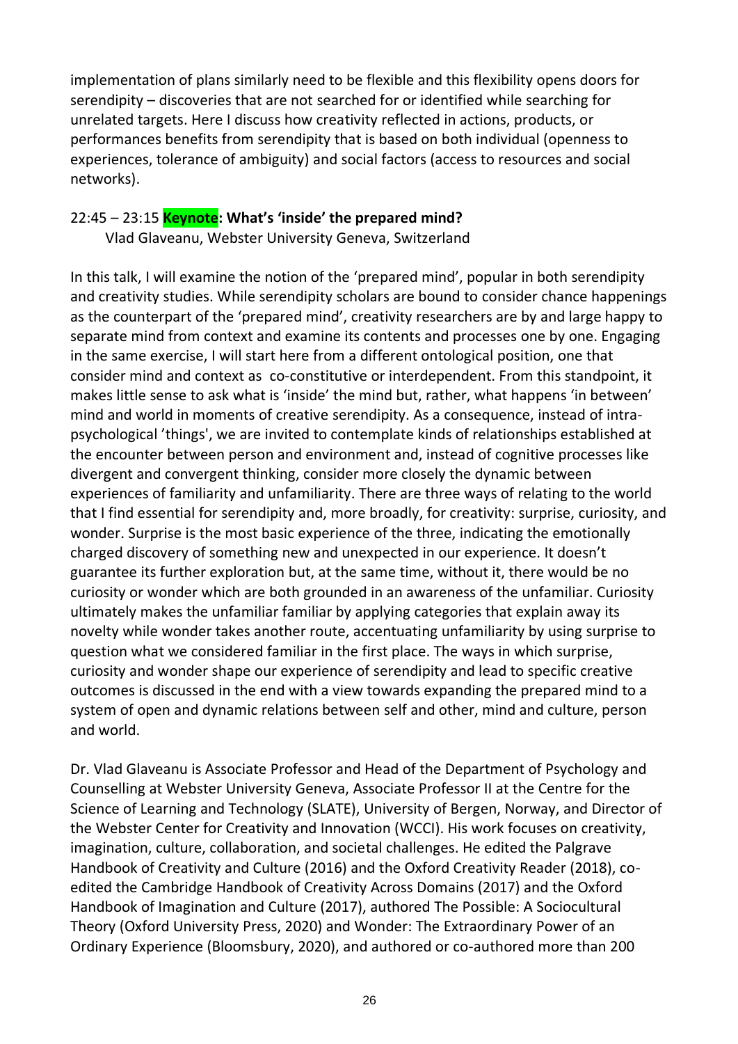implementation of plans similarly need to be flexible and this flexibility opens doors for serendipity – discoveries that are not searched for or identified while searching for unrelated targets. Here I discuss how creativity reflected in actions, products, or performances benefits from serendipity that is based on both individual (openness to experiences, tolerance of ambiguity) and social factors (access to resources and social networks).

### 22:45 – 23:15 **Keynote: What's 'inside' the prepared mind?**

Vlad Glaveanu, Webster University Geneva, Switzerland

In this talk, I will examine the notion of the 'prepared mind', popular in both serendipity and creativity studies. While serendipity scholars are bound to consider chance happenings as the counterpart of the 'prepared mind', creativity researchers are by and large happy to separate mind from context and examine its contents and processes one by one. Engaging in the same exercise, I will start here from a different ontological position, one that consider mind and context as co-constitutive or interdependent. From this standpoint, it makes little sense to ask what is 'inside' the mind but, rather, what happens 'in between' mind and world in moments of creative serendipity. As a consequence, instead of intra-psychological 'things', we are invited to contemplate kinds of relationships established at the encounter between person and environment and, instead of cognitive processes like divergent and convergent thinking, consider more closely the dynamic between experiences of familiarity and unfamiliarity. There are three ways of relating to the world that I find essential for serendipity and, more broadly, for creativity: surprise, curiosity, and wonder. Surprise is the most basic experience of the three, indicating the emotionally charged discovery of something new and unexpected in our experience. It doesn't guarantee its further exploration but, at the same time, without it, there would be no curiosity or wonder which are both grounded in an awareness of the unfamiliar. Curiosity ultimately makes the unfamiliar familiar by applying categories that explain away its novelty while wonder takes another route, accentuating unfamiliarity by using surprise to question what we considered familiar in the first place. The ways in which surprise, curiosity and wonder shape our experience of serendipity and lead to specific creative outcomes is discussed in the end with a view towards expanding the prepared mind to a system of open and dynamic relations between self and other, mind and culture, person and world.

Dr. Vlad Glaveanu is Associate Professor and Head of the Department of Psychology and Counselling at Webster University Geneva, Associate Professor II at the Centre for the Science of Learning and Technology (SLATE), University of Bergen, Norway, and Director of the Webster Center for Creativity and Innovation (WCCI). His work focuses on creativity, imagination, culture, collaboration, and societal challenges. He edited the Palgrave Handbook of Creativity and Culture (2016) and the Oxford Creativity Reader (2018), co-edited the Cambridge Handbook of Creativity Across Domains (2017) and the Oxford Handbook of Imagination and Culture (2017), authored The Possible: A Sociocultural Theory (Oxford University Press, 2020) and Wonder: The Extraordinary Power of an Ordinary Experience (Bloomsbury, 2020), and authored or co-authored more than 200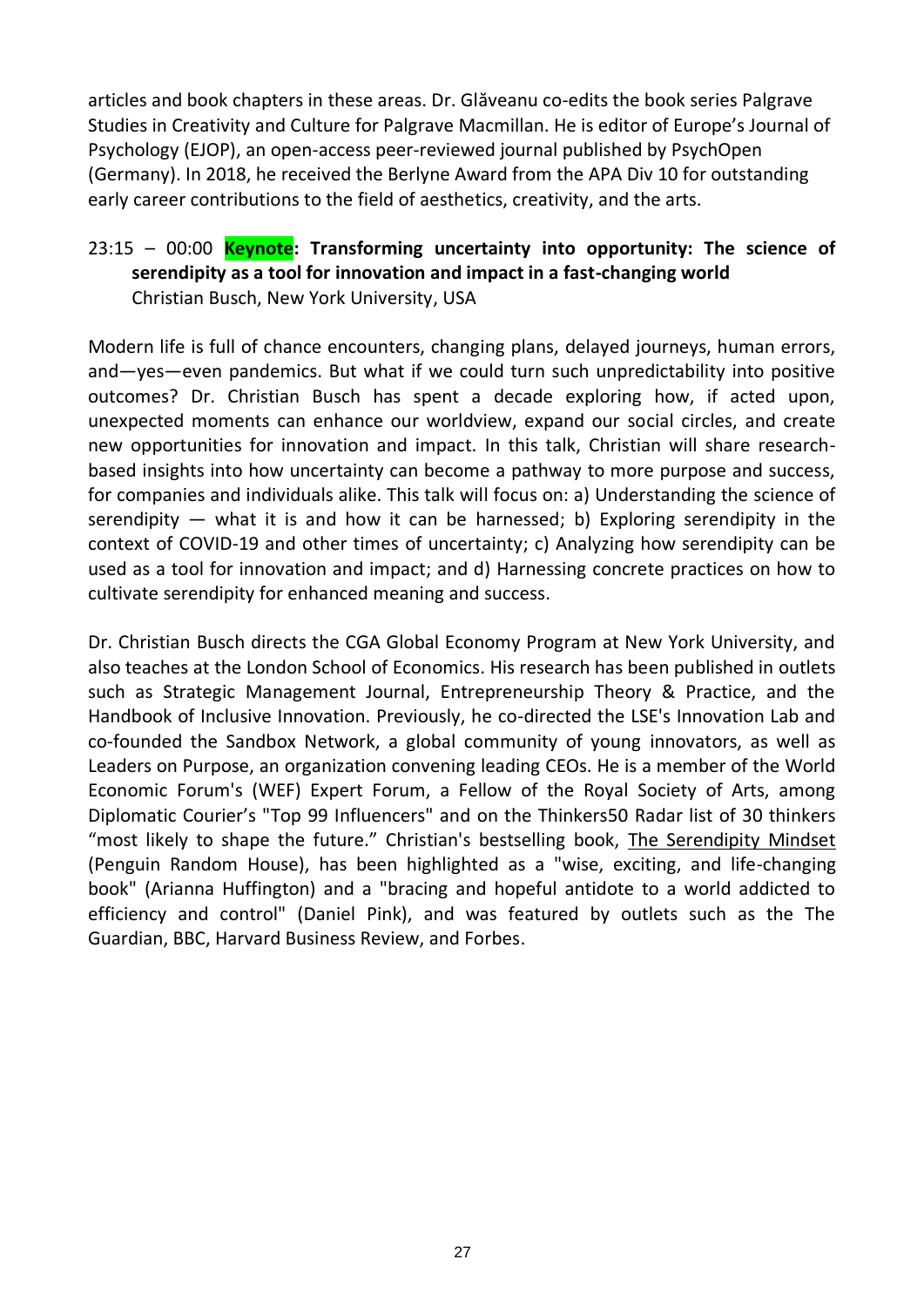articles and book chapters in these areas. Dr. Glăveanu co-edits the book series Palgrave Studies in Creativity and Culture for Palgrave Macmillan. He is editor of Europe's Journal of Psychology (EJOP), an open-access peer-reviewed journal published by PsychOpen (Germany). In 2018, he received the Berlyne Award from the APA Div 10 for outstanding early career contributions to the field of aesthetics, creativity, and the arts.

23:15 – 00:00 **Keynote: Transforming uncertainty into opportunity: The science of serendipity as a tool for innovation and impact in a fast-changing world**
Christian Busch, New York University, USA

Modern life is full of chance encounters, changing plans, delayed journeys, human errors, and—yes—even pandemics. But what if we could turn such unpredictability into positive outcomes? Dr. Christian Busch has spent a decade exploring how, if acted upon, unexpected moments can enhance our worldview, expand our social circles, and create new opportunities for innovation and impact. In this talk, Christian will share research-based insights into how uncertainty can become a pathway to more purpose and success, for companies and individuals alike. This talk will focus on: a) Understanding the science of serendipity — what it is and how it can be harnessed; b) Exploring serendipity in the context of COVID-19 and other times of uncertainty; c) Analyzing how serendipity can be used as a tool for innovation and impact; and d) Harnessing concrete practices on how to cultivate serendipity for enhanced meaning and success.

Dr. Christian Busch directs the CGA Global Economy Program at New York University, and also teaches at the London School of Economics. His research has been published in outlets such as Strategic Management Journal, Entrepreneurship Theory & Practice, and the Handbook of Inclusive Innovation. Previously, he co-directed the LSE's Innovation Lab and co-founded the Sandbox Network, a global community of young innovators, as well as Leaders on Purpose, an organization convening leading CEOs. He is a member of the World Economic Forum's (WEF) Expert Forum, a Fellow of the Royal Society of Arts, among Diplomatic Courier's "Top 99 Influencers" and on the Thinkers50 Radar list of 30 thinkers "most likely to shape the future." Christian's bestselling book, The Serendipity Mindset (Penguin Random House), has been highlighted as a "wise, exciting, and life-changing book" (Arianna Huffington) and a "bracing and hopeful antidote to a world addicted to efficiency and control" (Daniel Pink), and was featured by outlets such as the The Guardian, BBC, Harvard Business Review, and Forbes.